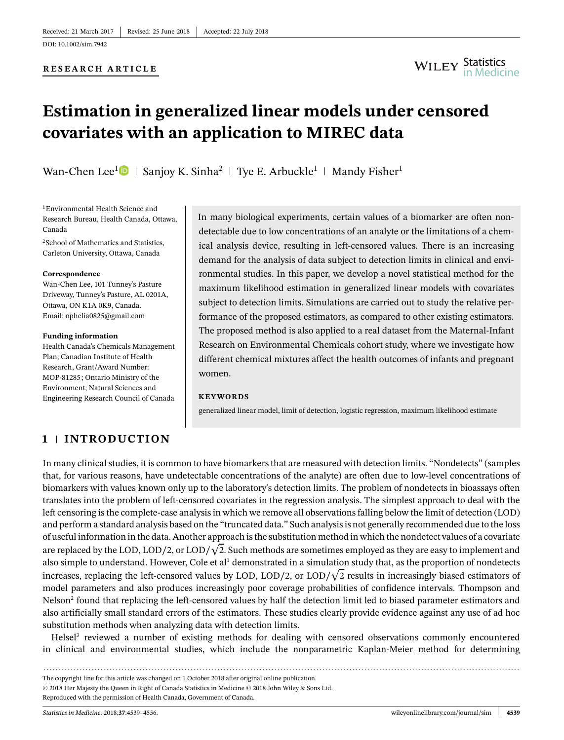Received: 21 March 2017 | Revised: 25 June 2018 | Accepted: 22 July 2018

DOI: 10.1002/sim.7942

**RESEARCH ARTICLE**

# Estimation in generalized linear models under censored covariates with an application to MIREC data

Wan-Chen Lee[1] | Sanjoy K. Sinha[2] | Tye E. Arbuckle[1] | Mandy Fisher[1]

[1]Environmental Health Science and Research Bureau, Health Canada, Ottawa, Canada

[2]School of Mathematics and Statistics, Carleton University, Ottawa, Canada

**Correspondence**
Wan-Chen Lee, 101 Tunney's Pasture Driveway, Tunney's Pasture, AL 0201A, Ottawa, ON K1A 0K9, Canada.
Email: ophelia0825@gmail.com

**Funding information**
Health Canada's Chemicals Management Plan; Canadian Institute of Health Research, Grant/Award Number: MOP-81285; Ontario Ministry of the Environment; Natural Sciences and Engineering Research Council of Canada

In many biological experiments, certain values of a biomarker are often nondetectable due to low concentrations of an analyte or the limitations of a chemical analysis device, resulting in left-censored values. There is an increasing demand for the analysis of data subject to detection limits in clinical and environmental studies. In this paper, we develop a novel statistical method for the maximum likelihood estimation in generalized linear models with covariates subject to detection limits. Simulations are carried out to study the relative performance of the proposed estimators, as compared to other existing estimators. The proposed method is also applied to a real dataset from the Maternal-Infant Research on Environmental Chemicals cohort study, where we investigate how different chemical mixtures affect the health outcomes of infants and pregnant women.

**KEYWORDS**

generalized linear model, limit of detection, logistic regression, maximum likelihood estimate

## 1 | INTRODUCTION

In many clinical studies, it is common to have biomarkers that are measured with detection limits. "Nondetects" (samples that, for various reasons, have undetectable concentrations of the analyte) are often due to low-level concentrations of biomarkers with values known only up to the laboratory's detection limits. The problem of nondetects in bioassays often translates into the problem of left-censored covariates in the regression analysis. The simplest approach to deal with the left censoring is the complete-case analysis in which we remove all observations falling below the limit of detection (LOD) and perform a standard analysis based on the "truncated data." Such analysis is not generally recommended due to the loss of useful information in the data. Another approach is the substitution method in which the nondetect values of a covariate are replaced by the LOD, LOD/2, or LOD/$\sqrt{2}$. Such methods are sometimes employed as they are easy to implement and also simple to understand. However, Cole et al[1] demonstrated in a simulation study that, as the proportion of nondetects increases, replacing the left-censored values by LOD, LOD/2, or LOD/$\sqrt{2}$ results in increasingly biased estimators of model parameters and also produces increasingly poor coverage probabilities of confidence intervals. Thompson and Nelson[2] found that replacing the left-censored values by half the detection limit led to biased parameter estimators and also artificially small standard errors of the estimators. These studies clearly provide evidence against any use of ad hoc substitution methods when analyzing data with detection limits.

Helsel[3] reviewed a number of existing methods for dealing with censored observations commonly encountered in clinical and environmental studies, which include the nonparametric Kaplan-Meier method for determining

The copyright line for this article was changed on 1 October 2018 after original online publication.

© 2018 Her Majesty the Queen in Right of Canada Statistics in Medicine © 2018 John Wiley & Sons Ltd.
Reproduced with the permission of Health Canada, Government of Canada.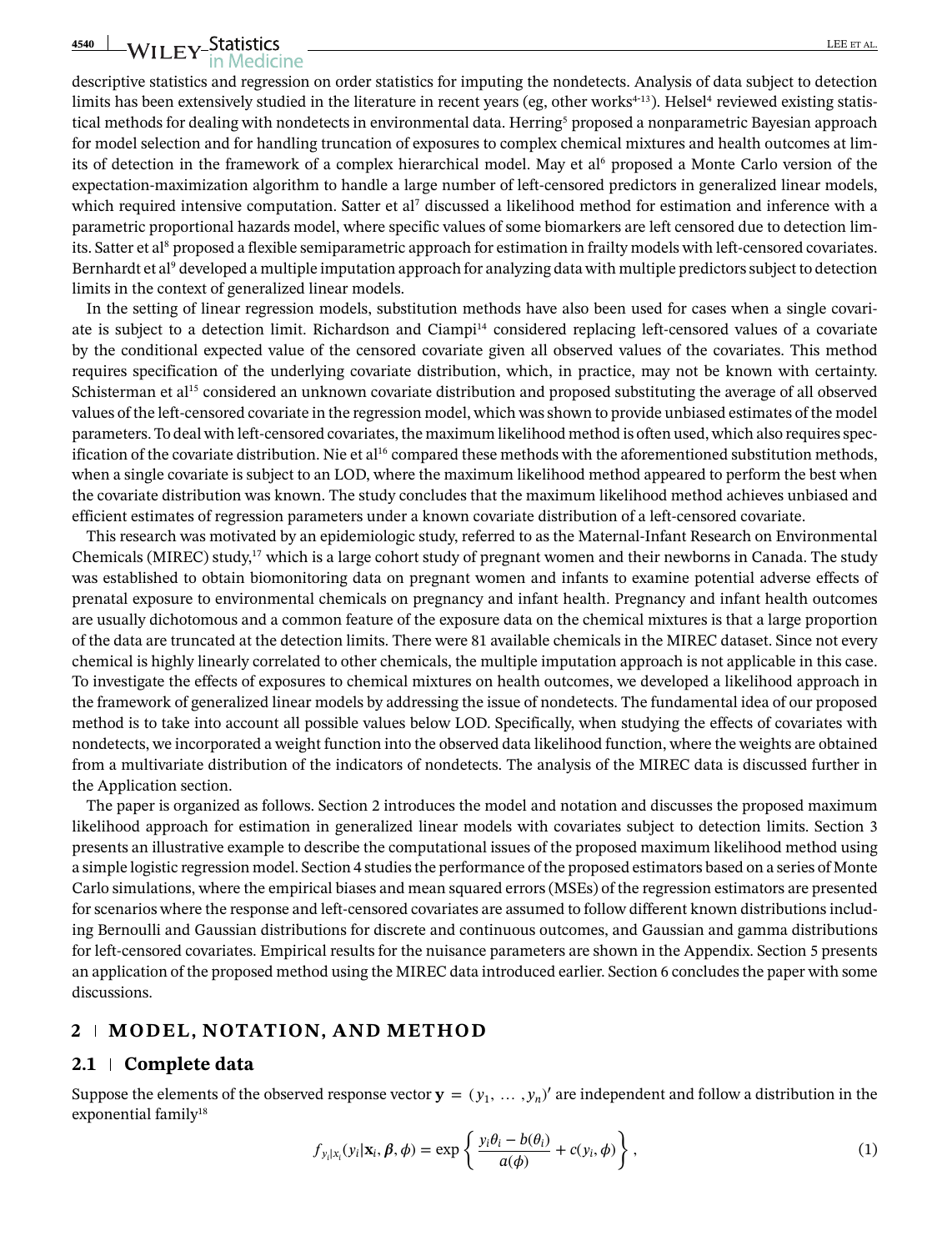descriptive statistics and regression on order statistics for imputing the nondetects. Analysis of data subject to detection limits has been extensively studied in the literature in recent years (eg, other works[4-13]). Helsel[4] reviewed existing statistical methods for dealing with nondetects in environmental data. Herring[5] proposed a nonparametric Bayesian approach for model selection and for handling truncation of exposures to complex chemical mixtures and health outcomes at limits of detection in the framework of a complex hierarchical model. May et al[6] proposed a Monte Carlo version of the expectation-maximization algorithm to handle a large number of left-censored predictors in generalized linear models, which required intensive computation. Satter et al[7] discussed a likelihood method for estimation and inference with a parametric proportional hazards model, where specific values of some biomarkers are left censored due to detection limits. Satter et al[8] proposed a flexible semiparametric approach for estimation in frailty models with left-censored covariates. Bernhardt et al[9] developed a multiple imputation approach for analyzing data with multiple predictors subject to detection limits in the context of generalized linear models.

In the setting of linear regression models, substitution methods have also been used for cases when a single covariate is subject to a detection limit. Richardson and Ciampi[14] considered replacing left-censored values of a covariate by the conditional expected value of the censored covariate given all observed values of the covariates. This method requires specification of the underlying covariate distribution, which, in practice, may not be known with certainty. Schisterman et al[15] considered an unknown covariate distribution and proposed substituting the average of all observed values of the left-censored covariate in the regression model, which was shown to provide unbiased estimates of the model parameters. To deal with left-censored covariates, the maximum likelihood method is often used, which also requires specification of the covariate distribution. Nie et al[16] compared these methods with the aforementioned substitution methods, when a single covariate is subject to an LOD, where the maximum likelihood method appeared to perform the best when the covariate distribution was known. The study concludes that the maximum likelihood method achieves unbiased and efficient estimates of regression parameters under a known covariate distribution of a left-censored covariate.

This research was motivated by an epidemiologic study, referred to as the Maternal-Infant Research on Environmental Chemicals (MIREC) study,[17] which is a large cohort study of pregnant women and their newborns in Canada. The study was established to obtain biomonitoring data on pregnant women and infants to examine potential adverse effects of prenatal exposure to environmental chemicals on pregnancy and infant health. Pregnancy and infant health outcomes are usually dichotomous and a common feature of the exposure data on the chemical mixtures is that a large proportion of the data are truncated at the detection limits. There were 81 available chemicals in the MIREC dataset. Since not every chemical is highly linearly correlated to other chemicals, the multiple imputation approach is not applicable in this case. To investigate the effects of exposures to chemical mixtures on health outcomes, we developed a likelihood approach in the framework of generalized linear models by addressing the issue of nondetects. The fundamental idea of our proposed method is to take into account all possible values below LOD. Specifically, when studying the effects of covariates with nondetects, we incorporated a weight function into the observed data likelihood function, where the weights are obtained from a multivariate distribution of the indicators of nondetects. The analysis of the MIREC data is discussed further in the Application section.

The paper is organized as follows. Section 2 introduces the model and notation and discusses the proposed maximum likelihood approach for estimation in generalized linear models with covariates subject to detection limits. Section 3 presents an illustrative example to describe the computational issues of the proposed maximum likelihood method using a simple logistic regression model. Section 4 studies the performance of the proposed estimators based on a series of Monte Carlo simulations, where the empirical biases and mean squared errors (MSEs) of the regression estimators are presented for scenarios where the response and left-censored covariates are assumed to follow different known distributions including Bernoulli and Gaussian distributions for discrete and continuous outcomes, and Gaussian and gamma distributions for left-censored covariates. Empirical results for the nuisance parameters are shown in the Appendix. Section 5 presents an application of the proposed method using the MIREC data introduced earlier. Section 6 concludes the paper with some discussions.

## 2 | MODEL, NOTATION, AND METHOD

### 2.1 | Complete data

Suppose the elements of the observed response vector $\mathbf{y} = (y_1, \ldots, y_n)'$ are independent and follow a distribution in the exponential family[18]

$$f_{y_i|x_i}(y_i|\mathbf{x}_i, \boldsymbol{\beta}, \phi) = \exp\left\{ \frac{y_i\theta_i - b(\theta_i)}{a(\phi)} + c(y_i, \phi) \right\}, \tag{1}$$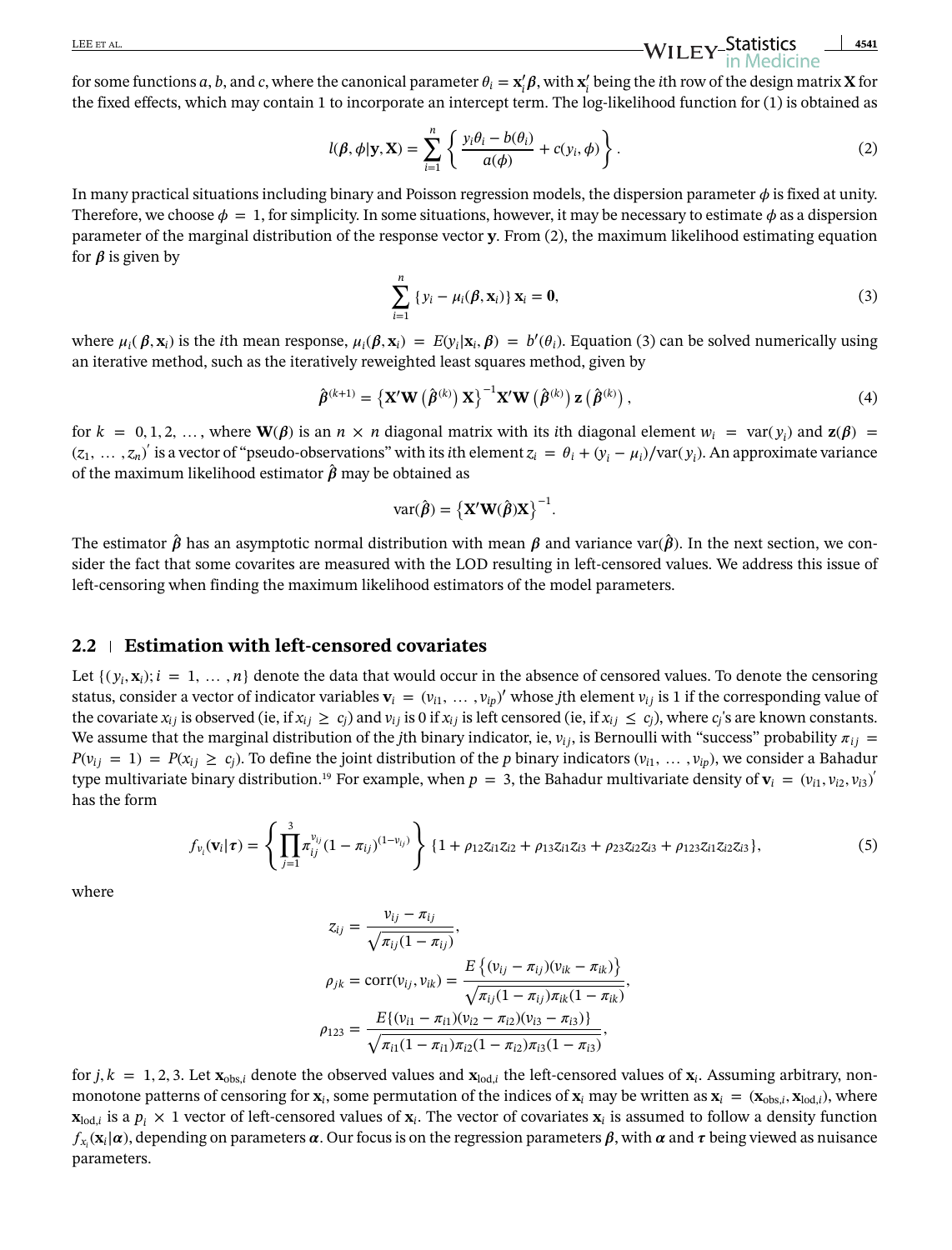for some functions $a$, $b$, and $c$, where the canonical parameter $\theta_i = \mathbf{x}_i'\boldsymbol{\beta}$, with $\mathbf{x}_i'$ being the $i$th row of the design matrix $\mathbf{X}$ for the fixed effects, which may contain 1 to incorporate an intercept term. The log-likelihood function for (1) is obtained as

$$l(\boldsymbol{\beta}, \phi|\mathbf{y}, \mathbf{X}) = \sum_{i=1}^{n} \left\{ \frac{y_i\theta_i - b(\theta_i)}{a(\phi)} + c(y_i, \phi) \right\}. \tag{2}$$

In many practical situations including binary and Poisson regression models, the dispersion parameter $\phi$ is fixed at unity. Therefore, we choose $\phi = 1$, for simplicity. In some situations, however, it may be necessary to estimate $\phi$ as a dispersion parameter of the marginal distribution of the response vector $\mathbf{y}$. From (2), the maximum likelihood estimating equation for $\boldsymbol{\beta}$ is given by

$$\sum_{i=1}^{n} \{y_i - \mu_i(\boldsymbol{\beta}, \mathbf{x}_i)\}\, \mathbf{x}_i = \mathbf{0}, \tag{3}$$

where $\mu_i(\boldsymbol{\beta}, \mathbf{x}_i)$ is the $i$th mean response, $\mu_i(\boldsymbol{\beta}, \mathbf{x}_i) = E(y_i|\mathbf{x}_i, \boldsymbol{\beta}) = b'(\theta_i)$. Equation (3) can be solved numerically using an iterative method, such as the iteratively reweighted least squares method, given by

$$\hat{\boldsymbol{\beta}}^{(k+1)} = \left\{\mathbf{X}'\mathbf{W}\left(\hat{\boldsymbol{\beta}}^{(k)}\right)\mathbf{X}\right\}^{-1}\mathbf{X}'\mathbf{W}\left(\hat{\boldsymbol{\beta}}^{(k)}\right)\mathbf{z}\left(\hat{\boldsymbol{\beta}}^{(k)}\right), \tag{4}$$

for $k = 0, 1, 2, \ldots$, where $\mathbf{W}(\boldsymbol{\beta})$ is an $n \times n$ diagonal matrix with its $i$th diagonal element $w_i = \text{var}(y_i)$ and $\mathbf{z}(\boldsymbol{\beta}) = (z_1, \ldots, z_n)'$ is a vector of "pseudo-observations" with its $i$th element $z_i = \theta_i + (y_i - \mu_i)/\text{var}(y_i)$. An approximate variance of the maximum likelihood estimator $\hat{\boldsymbol{\beta}}$ may be obtained as

$$\text{var}(\hat{\boldsymbol{\beta}}) = \left\{\mathbf{X}'\mathbf{W}(\hat{\boldsymbol{\beta}})\mathbf{X}\right\}^{-1}.$$

The estimator $\hat{\boldsymbol{\beta}}$ has an asymptotic normal distribution with mean $\boldsymbol{\beta}$ and variance $\text{var}(\hat{\boldsymbol{\beta}})$. In the next section, we consider the fact that some covarites are measured with the LOD resulting in left-censored values. We address this issue of left-censoring when finding the maximum likelihood estimators of the model parameters.

## 2.2 | Estimation with left-censored covariates

Let $\{(y_i, \mathbf{x}_i); i = 1, \ldots, n\}$ denote the data that would occur in the absence of censored values. To denote the censoring status, consider a vector of indicator variables $\mathbf{v}_i = (v_{i1}, \ldots, v_{ip})'$ whose $j$th element $v_{ij}$ is 1 if the corresponding value of the covariate $x_{ij}$ is observed (ie, if $x_{ij} \geq c_j$) and $v_{ij}$ is 0 if $x_{ij}$ is left censored (ie, if $x_{ij} \leq c_j$), where $c_j$'s are known constants. We assume that the marginal distribution of the $j$th binary indicator, ie, $v_{ij}$, is Bernoulli with "success" probability $\pi_{ij} = P(v_{ij} = 1) = P(x_{ij} \geq c_j)$. To define the joint distribution of the $p$ binary indicators $(v_{i1}, \ldots, v_{ip})$, we consider a Bahadur type multivariate binary distribution.[19] For example, when $p = 3$, the Bahadur multivariate density of $\mathbf{v}_i = (v_{i1}, v_{i2}, v_{i3})'$ has the form

$$f_{v_i}(\mathbf{v}_i|\boldsymbol{\tau}) = \left\{\prod_{j=1}^{3} \pi_{ij}^{v_{ij}}(1-\pi_{ij})^{(1-v_{ij})}\right\}\{1 + \rho_{12}z_{i1}z_{i2} + \rho_{13}z_{i1}z_{i3} + \rho_{23}z_{i2}z_{i3} + \rho_{123}z_{i1}z_{i2}z_{i3}\}, \tag{5}$$

where

$$z_{ij} = \frac{v_{ij} - \pi_{ij}}{\sqrt{\pi_{ij}(1-\pi_{ij})}},$$

$$\rho_{jk} = \text{corr}(v_{ij}, v_{ik}) = \frac{E\left\{(v_{ij} - \pi_{ij})(v_{ik} - \pi_{ik})\right\}}{\sqrt{\pi_{ij}(1-\pi_{ij})\pi_{ik}(1-\pi_{ik})}},$$

$$\rho_{123} = \frac{E\{(v_{i1} - \pi_{i1})(v_{i2} - \pi_{i2})(v_{i3} - \pi_{i3})\}}{\sqrt{\pi_{i1}(1-\pi_{i1})\pi_{i2}(1-\pi_{i2})\pi_{i3}(1-\pi_{i3})}},$$

for $j, k = 1, 2, 3$. Let $\mathbf{x}_{\text{obs},i}$ denote the observed values and $\mathbf{x}_{\text{lod},i}$ the left-censored values of $\mathbf{x}_i$. Assuming arbitrary, non-monotone patterns of censoring for $\mathbf{x}_i$, some permutation of the indices of $\mathbf{x}_i$ may be written as $\mathbf{x}_i = (\mathbf{x}_{\text{obs},i}, \mathbf{x}_{\text{lod},i})$, where $\mathbf{x}_{\text{lod},i}$ is a $p_i \times 1$ vector of left-censored values of $\mathbf{x}_i$. The vector of covariates $\mathbf{x}_i$ is assumed to follow a density function $f_{x_i}(\mathbf{x}_i|\boldsymbol{\alpha})$, depending on parameters $\boldsymbol{\alpha}$. Our focus is on the regression parameters $\boldsymbol{\beta}$, with $\boldsymbol{\alpha}$ and $\boldsymbol{\tau}$ being viewed as nuisance parameters.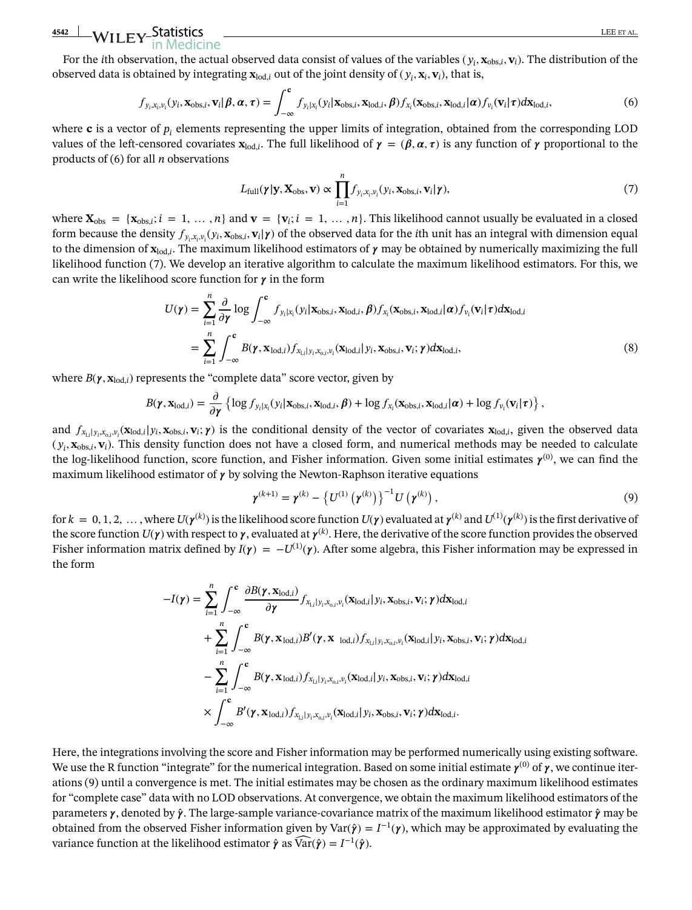For the $i$th observation, the actual observed data consist of values of the variables $(y_i, \mathbf{x}_{\text{obs},i}, \mathbf{v}_i)$. The distribution of the observed data is obtained by integrating $\mathbf{x}_{\text{lod},i}$ out of the joint density of $(y_i, \mathbf{x}_i, \mathbf{v}_i)$, that is,

$$f_{y_i,x_i,v_i}(y_i, \mathbf{x}_{\text{obs},i}, \mathbf{v}_i | \boldsymbol{\beta}, \boldsymbol{\alpha}, \boldsymbol{\tau}) = \int_{-\infty}^{\mathbf{c}} f_{y_i|x_i}(y_i | \mathbf{x}_{\text{obs},i}, \mathbf{x}_{\text{lod},i}, \boldsymbol{\beta}) f_{x_i}(\mathbf{x}_{\text{obs},i}, \mathbf{x}_{\text{lod},i} | \boldsymbol{\alpha}) f_{v_i}(\mathbf{v}_i | \boldsymbol{\tau}) d\mathbf{x}_{\text{lod},i}, \tag{6}$$

where $\mathbf{c}$ is a vector of $p_i$ elements representing the upper limits of integration, obtained from the corresponding LOD values of the left-censored covariates $\mathbf{x}_{\text{lod},i}$. The full likelihood of $\boldsymbol{\gamma} = (\boldsymbol{\beta}, \boldsymbol{\alpha}, \boldsymbol{\tau})$ is any function of $\boldsymbol{\gamma}$ proportional to the products of (6) for all $n$ observations

$$L_{\text{full}}(\boldsymbol{\gamma} | \mathbf{y}, \mathbf{X}_{\text{obs}}, \mathbf{v}) \propto \prod_{i=1}^{n} f_{y_i,x_i,v_i}(y_i, \mathbf{x}_{\text{obs},i}, \mathbf{v}_i | \boldsymbol{\gamma}), \tag{7}$$

where $\mathbf{X}_{\text{obs}} = \{\mathbf{x}_{\text{obs},i}; i = 1, \dots, n\}$ and $\mathbf{v} = \{\mathbf{v}_i; i = 1, \dots, n\}$. This likelihood cannot usually be evaluated in a closed form because the density $f_{y_i,x_i,v_i}(y_i, \mathbf{x}_{\text{obs},i}, \mathbf{v}_i | \boldsymbol{\gamma})$ of the observed data for the $i$th unit has an integral with dimension equal to the dimension of $\mathbf{x}_{\text{lod},i}$. The maximum likelihood estimators of $\boldsymbol{\gamma}$ may be obtained by numerically maximizing the full likelihood function (7). We develop an iterative algorithm to calculate the maximum likelihood estimators. For this, we can write the likelihood score function for $\boldsymbol{\gamma}$ in the form

$$\begin{aligned}
U(\boldsymbol{\gamma}) &= \sum_{i=1}^{n} \frac{\partial}{\partial \boldsymbol{\gamma}} \log \int_{-\infty}^{\mathbf{c}} f_{y_i|x_i}(y_i | \mathbf{x}_{\text{obs},i}, \mathbf{x}_{\text{lod},i}, \boldsymbol{\beta}) f_{x_i}(\mathbf{x}_{\text{obs},i}, \mathbf{x}_{\text{lod},i} | \boldsymbol{\alpha}) f_{v_i}(\mathbf{v}_i | \boldsymbol{\tau}) d\mathbf{x}_{\text{lod},i} \\
&= \sum_{i=1}^{n} \int_{-\infty}^{\mathbf{c}} B(\boldsymbol{\gamma}, \mathbf{x}_{\text{lod},i}) f_{x_{l,i}|y_i,x_{o,i},v_i}(\mathbf{x}_{\text{lod},i} | y_i, \mathbf{x}_{\text{obs},i}, \mathbf{v}_i; \boldsymbol{\gamma}) d\mathbf{x}_{\text{lod},i},
\end{aligned} \tag{8}$$

where $B(\boldsymbol{\gamma}, \mathbf{x}_{\text{lod},i})$ represents the "complete data" score vector, given by

$$B(\boldsymbol{\gamma}, \mathbf{x}_{\text{lod},i}) = \frac{\partial}{\partial \boldsymbol{\gamma}} \left\{ \log f_{y_i|x_i}(y_i | \mathbf{x}_{\text{obs},i}, \mathbf{x}_{\text{lod},i}, \boldsymbol{\beta}) + \log f_{x_i}(\mathbf{x}_{\text{obs},i}, \mathbf{x}_{\text{lod},i} | \boldsymbol{\alpha}) + \log f_{v_i}(\mathbf{v}_i | \boldsymbol{\tau}) \right\},$$

and $f_{x_{l,i}|y_i,x_{o,i},v_i}(\mathbf{x}_{\text{lod},i} | y_i, \mathbf{x}_{\text{obs},i}, \mathbf{v}_i; \boldsymbol{\gamma})$ is the conditional density of the vector of covariates $\mathbf{x}_{\text{lod},i}$, given the observed data $(y_i, \mathbf{x}_{\text{obs},i}, \mathbf{v}_i)$. This density function does not have a closed form, and numerical methods may be needed to calculate the log-likelihood function, score function, and Fisher information. Given some initial estimates $\boldsymbol{\gamma}^{(0)}$, we can find the maximum likelihood estimator of $\boldsymbol{\gamma}$ by solving the Newton-Raphson iterative equations

$$\boldsymbol{\gamma}^{(k+1)} = \boldsymbol{\gamma}^{(k)} - \left\{ U^{(1)}\left(\boldsymbol{\gamma}^{(k)}\right) \right\}^{-1} U\left(\boldsymbol{\gamma}^{(k)}\right), \tag{9}$$

for $k = 0, 1, 2, \dots$, where $U(\boldsymbol{\gamma}^{(k)})$ is the likelihood score function $U(\boldsymbol{\gamma})$ evaluated at $\boldsymbol{\gamma}^{(k)}$ and $U^{(1)}(\boldsymbol{\gamma}^{(k)})$ is the first derivative of the score function $U(\boldsymbol{\gamma})$ with respect to $\boldsymbol{\gamma}$, evaluated at $\boldsymbol{\gamma}^{(k)}$. Here, the derivative of the score function provides the observed Fisher information matrix defined by $I(\boldsymbol{\gamma}) = -U^{(1)}(\boldsymbol{\gamma})$. After some algebra, this Fisher information may be expressed in the form

$$\begin{aligned}
-I(\boldsymbol{\gamma}) = &\sum_{i=1}^{n} \int_{-\infty}^{\mathbf{c}} \frac{\partial B(\boldsymbol{\gamma}, \mathbf{x}_{\text{lod},i})}{\partial \boldsymbol{\gamma}} f_{x_{l,i}|y_i,x_{o,i},v_i}(\mathbf{x}_{\text{lod},i} | y_i, \mathbf{x}_{\text{obs},i}, \mathbf{v}_i; \boldsymbol{\gamma}) d\mathbf{x}_{\text{lod},i} \\
&+ \sum_{i=1}^{n} \int_{-\infty}^{\mathbf{c}} B(\boldsymbol{\gamma}, \mathbf{x}_{\text{lod},i}) B'(\boldsymbol{\gamma}, \mathbf{x}_{\text{lod},i}) f_{x_{l,i}|y_i,x_{o,i},v_i}(\mathbf{x}_{\text{lod},i} | y_i, \mathbf{x}_{\text{obs},i}, \mathbf{v}_i; \boldsymbol{\gamma}) d\mathbf{x}_{\text{lod},i} \\
&- \sum_{i=1}^{n} \int_{-\infty}^{\mathbf{c}} B(\boldsymbol{\gamma}, \mathbf{x}_{\text{lod},i}) f_{x_{l,i}|y_i,x_{o,i},v_i}(\mathbf{x}_{\text{lod},i} | y_i, \mathbf{x}_{\text{obs},i}, \mathbf{v}_i; \boldsymbol{\gamma}) d\mathbf{x}_{\text{lod},i} \\
&\times \int_{-\infty}^{\mathbf{c}} B'(\boldsymbol{\gamma}, \mathbf{x}_{\text{lod},i}) f_{x_{l,i}|y_i,x_{o,i},v_i}(\mathbf{x}_{\text{lod},i} | y_i, \mathbf{x}_{\text{obs},i}, \mathbf{v}_i; \boldsymbol{\gamma}) d\mathbf{x}_{\text{lod},i}.
\end{aligned}$$

Here, the integrations involving the score and Fisher information may be performed numerically using existing software. We use the R function "integrate" for the numerical integration. Based on some initial estimate $\boldsymbol{\gamma}^{(0)}$ of $\boldsymbol{\gamma}$, we continue iterations (9) until a convergence is met. The initial estimates may be chosen as the ordinary maximum likelihood estimates for "complete case" data with no LOD observations. At convergence, we obtain the maximum likelihood estimators of the parameters $\boldsymbol{\gamma}$, denoted by $\hat{\boldsymbol{\gamma}}$. The large-sample variance-covariance matrix of the maximum likelihood estimator $\hat{\boldsymbol{\gamma}}$ may be obtained from the observed Fisher information given by $\text{Var}(\hat{\boldsymbol{\gamma}}) = I^{-1}(\boldsymbol{\gamma})$, which may be approximated by evaluating the variance function at the likelihood estimator $\hat{\boldsymbol{\gamma}}$ as $\widehat{\text{Var}}(\hat{\boldsymbol{\gamma}}) = I^{-1}(\hat{\boldsymbol{\gamma}})$.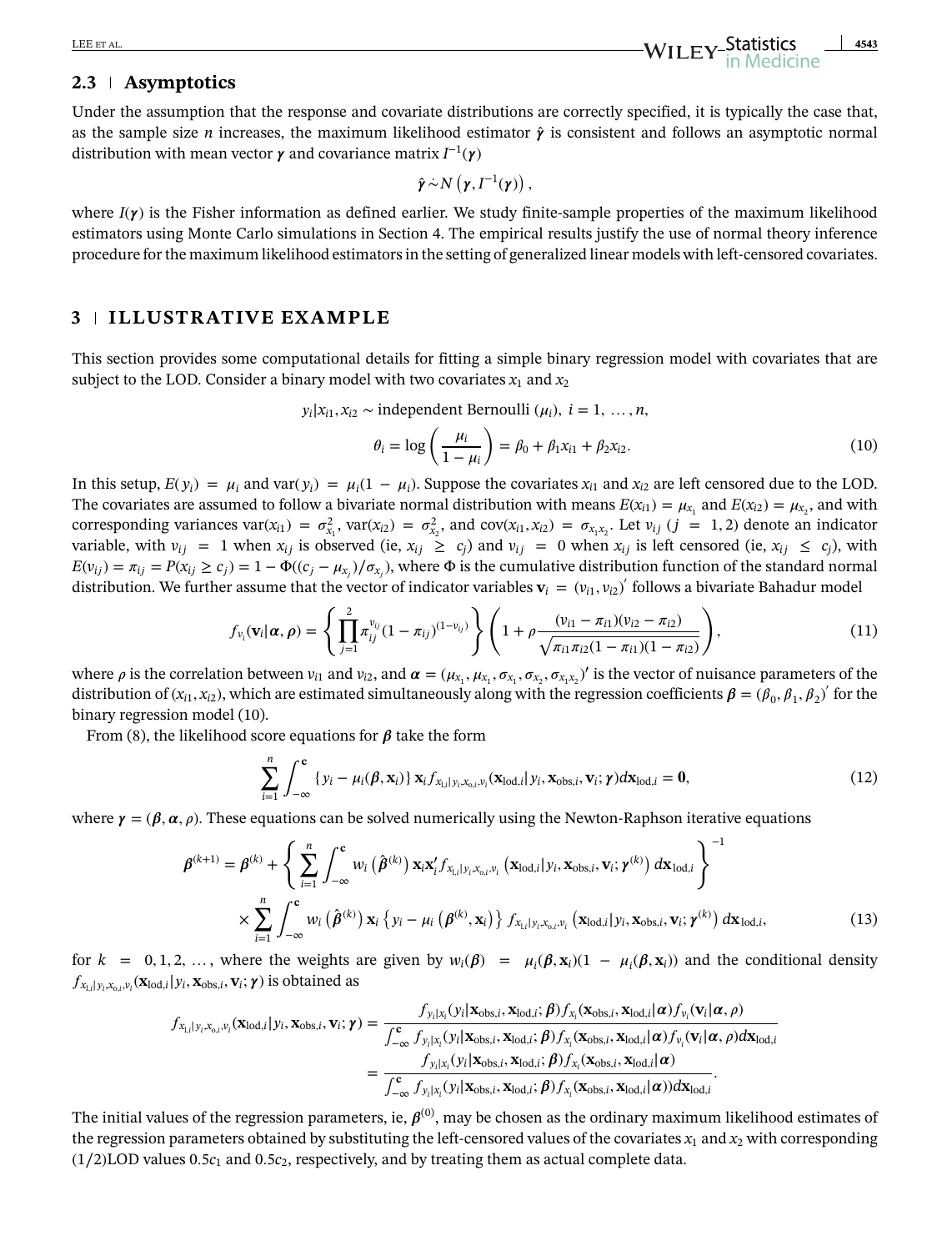## 2.3 | Asymptotics

Under the assumption that the response and covariate distributions are correctly specified, it is typically the case that, as the sample size $n$ increases, the maximum likelihood estimator $\hat{\boldsymbol{\gamma}}$ is consistent and follows an asymptotic normal distribution with mean vector $\boldsymbol{\gamma}$ and covariance matrix $I^{-1}(\boldsymbol{\gamma})$

$$\hat{\boldsymbol{\gamma}} \dot{\sim} N\left(\boldsymbol{\gamma}, I^{-1}(\boldsymbol{\gamma})\right),$$

where $I(\boldsymbol{\gamma})$ is the Fisher information as defined earlier. We study finite-sample properties of the maximum likelihood estimators using Monte Carlo simulations in Section 4. The empirical results justify the use of normal theory inference procedure for the maximum likelihood estimators in the setting of generalized linear models with left-censored covariates.

# 3 | ILLUSTRATIVE EXAMPLE

This section provides some computational details for fitting a simple binary regression model with covariates that are subject to the LOD. Consider a binary model with two covariates $x_1$ and $x_2$

$$y_i | x_{i1}, x_{i2} \sim \text{independent Bernoulli } (\mu_i),\ i = 1, \dots, n,$$

$$\theta_i = \log\left(\frac{\mu_i}{1-\mu_i}\right) = \beta_0 + \beta_1 x_{i1} + \beta_2 x_{i2}. \tag{10}$$

In this setup, $E(y_i) = \mu_i$ and $\text{var}(y_i) = \mu_i(1 - \mu_i)$. Suppose the covariates $x_{i1}$ and $x_{i2}$ are left censored due to the LOD. The covariates are assumed to follow a bivariate normal distribution with means $E(x_{i1}) = \mu_{x_1}$ and $E(x_{i2}) = \mu_{x_2}$, and with corresponding variances $\text{var}(x_{i1}) = \sigma^2_{x_1}$, $\text{var}(x_{i2}) = \sigma^2_{x_2}$, and $\text{cov}(x_{i1}, x_{i2}) = \sigma_{x_1 x_2}$. Let $v_{ij}$ $(j = 1, 2)$ denote an indicator variable, with $v_{ij} = 1$ when $x_{ij}$ is observed (ie, $x_{ij} \geq c_j$) and $v_{ij} = 0$ when $x_{ij}$ is left censored (ie, $x_{ij} \leq c_j$), with $E(v_{ij}) = \pi_{ij} = P(x_{ij} \geq c_j) = 1 - \Phi((c_j - \mu_{x_j})/\sigma_{x_j})$, where $\Phi$ is the cumulative distribution function of the standard normal distribution. We further assume that the vector of indicator variables $\mathbf{v}_i = (v_{i1}, v_{i2})'$ follows a bivariate Bahadur model

$$f_{v_i}(\mathbf{v}_i | \boldsymbol{\alpha}, \rho) = \left\{ \prod_{j=1}^{2} \pi_{ij}^{v_{ij}} (1 - \pi_{ij})^{(1 - v_{ij})} \right\} \left( 1 + \rho \frac{(v_{i1} - \pi_{i1})(v_{i2} - \pi_{i2})}{\sqrt{\pi_{i1}\pi_{i2}(1 - \pi_{i1})(1 - \pi_{i2})}} \right), \tag{11}$$

where $\rho$ is the correlation between $v_{i1}$ and $v_{i2}$, and $\boldsymbol{\alpha} = (\mu_{x_1}, \mu_{x_1}, \sigma_{x_1}, \sigma_{x_2}, \sigma_{x_1 x_2})'$ is the vector of nuisance parameters of the distribution of $(x_{i1}, x_{i2})$, which are estimated simultaneously along with the regression coefficients $\boldsymbol{\beta} = (\beta_0, \beta_1, \beta_2)'$ for the binary regression model (10).

From (8), the likelihood score equations for $\boldsymbol{\beta}$ take the form

$$\sum_{i=1}^{n} \int_{-\infty}^{\mathbf{c}} \{ y_i - \mu_i(\boldsymbol{\beta}, \mathbf{x}_i) \} \mathbf{x}_i f_{x_{l,i}|y_i, x_{o,i}, v_i}(\mathbf{x}_{\text{lod},i} | y_i, \mathbf{x}_{\text{obs},i}, \mathbf{v}_i; \boldsymbol{\gamma}) d\mathbf{x}_{\text{lod},i} = \mathbf{0}, \tag{12}$$

where $\boldsymbol{\gamma} = (\boldsymbol{\beta}, \boldsymbol{\alpha}, \rho)$. These equations can be solved numerically using the Newton-Raphson iterative equations

$$\begin{aligned} \boldsymbol{\beta}^{(k+1)} = \boldsymbol{\beta}^{(k)} &+ \left\{ \sum_{i=1}^{n} \int_{-\infty}^{\mathbf{c}} w_i\left(\hat{\boldsymbol{\beta}}^{(k)}\right) \mathbf{x}_i \mathbf{x}_i' f_{x_{l,i}|y_i, x_{o,i}, v_i}\left(\mathbf{x}_{\text{lod},i} | y_i, \mathbf{x}_{\text{obs},i}, \mathbf{v}_i; \boldsymbol{\gamma}^{(k)}\right) d\mathbf{x}_{\text{lod},i} \right\}^{-1} \\ &\times \sum_{i=1}^{n} \int_{-\infty}^{\mathbf{c}} w_i\left(\hat{\boldsymbol{\beta}}^{(k)}\right) \mathbf{x}_i \left\{ y_i - \mu_i\left(\boldsymbol{\beta}^{(k)}, \mathbf{x}_i\right) \right\} f_{x_{l,i}|y_i, x_{o,i}, v_i}\left(\mathbf{x}_{\text{lod},i} | y_i, \mathbf{x}_{\text{obs},i}, \mathbf{v}_i; \boldsymbol{\gamma}^{(k)}\right) d\mathbf{x}_{\text{lod},i}, \end{aligned} \tag{13}$$

for $k = 0, 1, 2, \dots$, where the weights are given by $w_i(\boldsymbol{\beta}) = \mu_i(\boldsymbol{\beta}, \mathbf{x}_i)(1 - \mu_i(\boldsymbol{\beta}, \mathbf{x}_i))$ and the conditional density $f_{x_{l,i}|y_i, x_{o,i}, v_i}(\mathbf{x}_{\text{lod},i} | y_i, \mathbf{x}_{\text{obs},i}, \mathbf{v}_i; \boldsymbol{\gamma})$ is obtained as

$$\begin{aligned} f_{x_{l,i}|y_i, x_{o,i}, v_i}(\mathbf{x}_{\text{lod},i} | y_i, \mathbf{x}_{\text{obs},i}, \mathbf{v}_i; \boldsymbol{\gamma}) &= \frac{f_{y_i|x_i}(y_i | \mathbf{x}_{\text{obs},i}, \mathbf{x}_{\text{lod},i}; \boldsymbol{\beta}) f_{x_i}(\mathbf{x}_{\text{obs},i}, \mathbf{x}_{\text{lod},i} | \boldsymbol{\alpha}) f_{v_i}(\mathbf{v}_i | \boldsymbol{\alpha}, \rho)}{\int_{-\infty}^{\mathbf{c}} f_{y_i|x_i}(y_i | \mathbf{x}_{\text{obs},i}, \mathbf{x}_{\text{lod},i}; \boldsymbol{\beta}) f_{x_i}(\mathbf{x}_{\text{obs},i}, \mathbf{x}_{\text{lod},i} | \boldsymbol{\alpha}) f_{v_i}(\mathbf{v}_i | \boldsymbol{\alpha}, \rho) d\mathbf{x}_{\text{lod},i}} \\ &= \frac{f_{y_i|x_i}(y_i | \mathbf{x}_{\text{obs},i}, \mathbf{x}_{\text{lod},i}; \boldsymbol{\beta}) f_{x_i}(\mathbf{x}_{\text{obs},i}, \mathbf{x}_{\text{lod},i} | \boldsymbol{\alpha})}{\int_{-\infty}^{\mathbf{c}} f_{y_i|x_i}(y_i | \mathbf{x}_{\text{obs},i}, \mathbf{x}_{\text{lod},i}; \boldsymbol{\beta}) f_{x_i}(\mathbf{x}_{\text{obs},i}, \mathbf{x}_{\text{lod},i} | \boldsymbol{\alpha})) d\mathbf{x}_{\text{lod},i}}. \end{aligned}$$

The initial values of the regression parameters, ie, $\boldsymbol{\beta}^{(0)}$, may be chosen as the ordinary maximum likelihood estimates of the regression parameters obtained by substituting the left-censored values of the covariates $x_1$ and $x_2$ with corresponding (1/2)LOD values $0.5c_1$ and $0.5c_2$, respectively, and by treating them as actual complete data.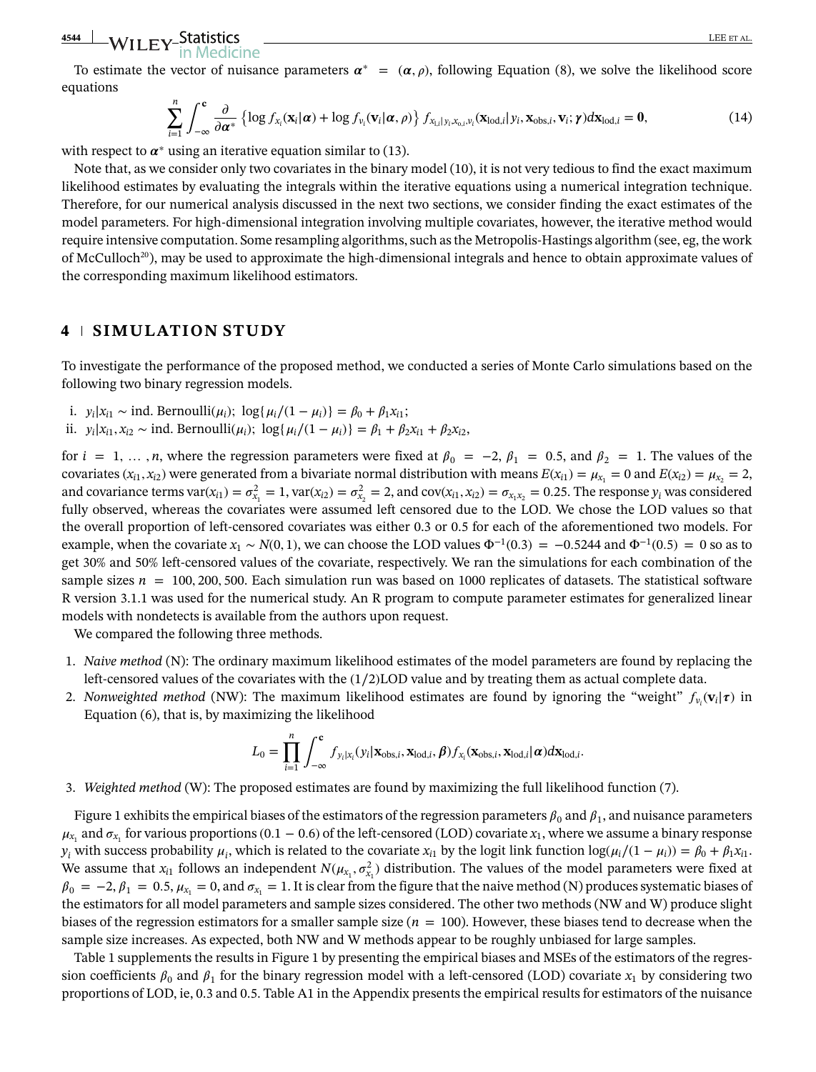To estimate the vector of nuisance parameters $\boldsymbol{\alpha}^* = (\boldsymbol{\alpha}, \rho)$, following Equation (8), we solve the likelihood score equations

$$\sum_{i=1}^{n} \int_{-\infty}^{\mathbf{c}} \frac{\partial}{\partial \boldsymbol{\alpha}^*} \left\{ \log f_{x_i}(\mathbf{x}_i|\boldsymbol{\alpha}) + \log f_{v_i}(\mathbf{v}_i|\boldsymbol{\alpha}, \rho) \right\} f_{x_{l,i}|y_i, x_{o,i}, v_i}(\mathbf{x}_{\text{lod},i}|y_i, \mathbf{x}_{\text{obs},i}, \mathbf{v}_i; \boldsymbol{\gamma}) d\mathbf{x}_{\text{lod},i} = \mathbf{0}, \tag{14}$$

with respect to $\boldsymbol{\alpha}^*$ using an iterative equation similar to (13).

Note that, as we consider only two covariates in the binary model (10), it is not very tedious to find the exact maximum likelihood estimates by evaluating the integrals within the iterative equations using a numerical integration technique. Therefore, for our numerical analysis discussed in the next two sections, we consider finding the exact estimates of the model parameters. For high-dimensional integration involving multiple covariates, however, the iterative method would require intensive computation. Some resampling algorithms, such as the Metropolis-Hastings algorithm (see, eg, the work of McCulloch[20]), may be used to approximate the high-dimensional integrals and hence to obtain approximate values of the corresponding maximum likelihood estimators.

## 4 | SIMULATION STUDY

To investigate the performance of the proposed method, we conducted a series of Monte Carlo simulations based on the following two binary regression models.

i. $y_i|x_{i1} \sim$ ind. Bernoulli$(\mu_i)$; $\log\{\mu_i/(1-\mu_i)\} = \beta_0 + \beta_1 x_{i1}$;
ii. $y_i|x_{i1}, x_{i2} \sim$ ind. Bernoulli$(\mu_i)$; $\log\{\mu_i/(1-\mu_i)\} = \beta_1 + \beta_2 x_{i1} + \beta_2 x_{i2}$,

for $i = 1, \ldots, n$, where the regression parameters were fixed at $\beta_0 = -2$, $\beta_1 = 0.5$, and $\beta_2 = 1$. The values of the covariates $(x_{i1}, x_{i2})$ were generated from a bivariate normal distribution with means $E(x_{i1}) = \mu_{x_1} = 0$ and $E(x_{i2}) = \mu_{x_2} = 2$, and covariance terms $\text{var}(x_{i1}) = \sigma^2_{x_1} = 1$, $\text{var}(x_{i2}) = \sigma^2_{x_2} = 2$, and $\text{cov}(x_{i1}, x_{i2}) = \sigma_{x_1 x_2} = 0.25$. The response $y_i$ was considered fully observed, whereas the covariates were assumed left censored due to the LOD. We chose the LOD values so that the overall proportion of left-censored covariates was either 0.3 or 0.5 for each of the aforementioned two models. For example, when the covariate $x_1 \sim N(0, 1)$, we can choose the LOD values $\Phi^{-1}(0.3) = -0.5244$ and $\Phi^{-1}(0.5) = 0$ so as to get 30% and 50% left-censored values of the covariate, respectively. We ran the simulations for each combination of the sample sizes $n = 100, 200, 500$. Each simulation run was based on 1000 replicates of datasets. The statistical software R version 3.1.1 was used for the numerical study. An R program to compute parameter estimates for generalized linear models with nondetects is available from the authors upon request.

We compared the following three methods.

1. *Naive method* (N): The ordinary maximum likelihood estimates of the model parameters are found by replacing the left-censored values of the covariates with the (1/2)LOD value and by treating them as actual complete data.
2. *Nonweighted method* (NW): The maximum likelihood estimates are found by ignoring the "weight" $f_{v_i}(\mathbf{v}_i|\boldsymbol{\tau})$ in Equation (6), that is, by maximizing the likelihood

$$L_0 = \prod_{i=1}^{n} \int_{-\infty}^{\mathbf{c}} f_{y_i|x_i}(y_i|\mathbf{x}_{\text{obs},i}, \mathbf{x}_{\text{lod},i}, \boldsymbol{\beta}) f_{x_i}(\mathbf{x}_{\text{obs},i}, \mathbf{x}_{\text{lod},i}|\boldsymbol{\alpha}) d\mathbf{x}_{\text{lod},i}.$$

3. *Weighted method* (W): The proposed estimates are found by maximizing the full likelihood function (7).

Figure 1 exhibits the empirical biases of the estimators of the regression parameters $\beta_0$ and $\beta_1$, and nuisance parameters $\mu_{x_1}$ and $\sigma_{x_1}$ for various proportions (0.1 − 0.6) of the left-censored (LOD) covariate $x_1$, where we assume a binary response $y_i$ with success probability $\mu_i$, which is related to the covariate $x_{i1}$ by the logit link function $\log(\mu_i/(1-\mu_i)) = \beta_0 + \beta_1 x_{i1}$. We assume that $x_{i1}$ follows an independent $N(\mu_{x_1}, \sigma^2_{x_1})$ distribution. The values of the model parameters were fixed at $\beta_0 = -2$, $\beta_1 = 0.5$, $\mu_{x_1} = 0$, and $\sigma_{x_1} = 1$. It is clear from the figure that the naive method (N) produces systematic biases of the estimators for all model parameters and sample sizes considered. The other two methods (NW and W) produce slight biases of the regression estimators for a smaller sample size ($n = 100$). However, these biases tend to decrease when the sample size increases. As expected, both NW and W methods appear to be roughly unbiased for large samples.

Table 1 supplements the results in Figure 1 by presenting the empirical biases and MSEs of the estimators of the regression coefficients $\beta_0$ and $\beta_1$ for the binary regression model with a left-censored (LOD) covariate $x_1$ by considering two proportions of LOD, ie, 0.3 and 0.5. Table A1 in the Appendix presents the empirical results for estimators of the nuisance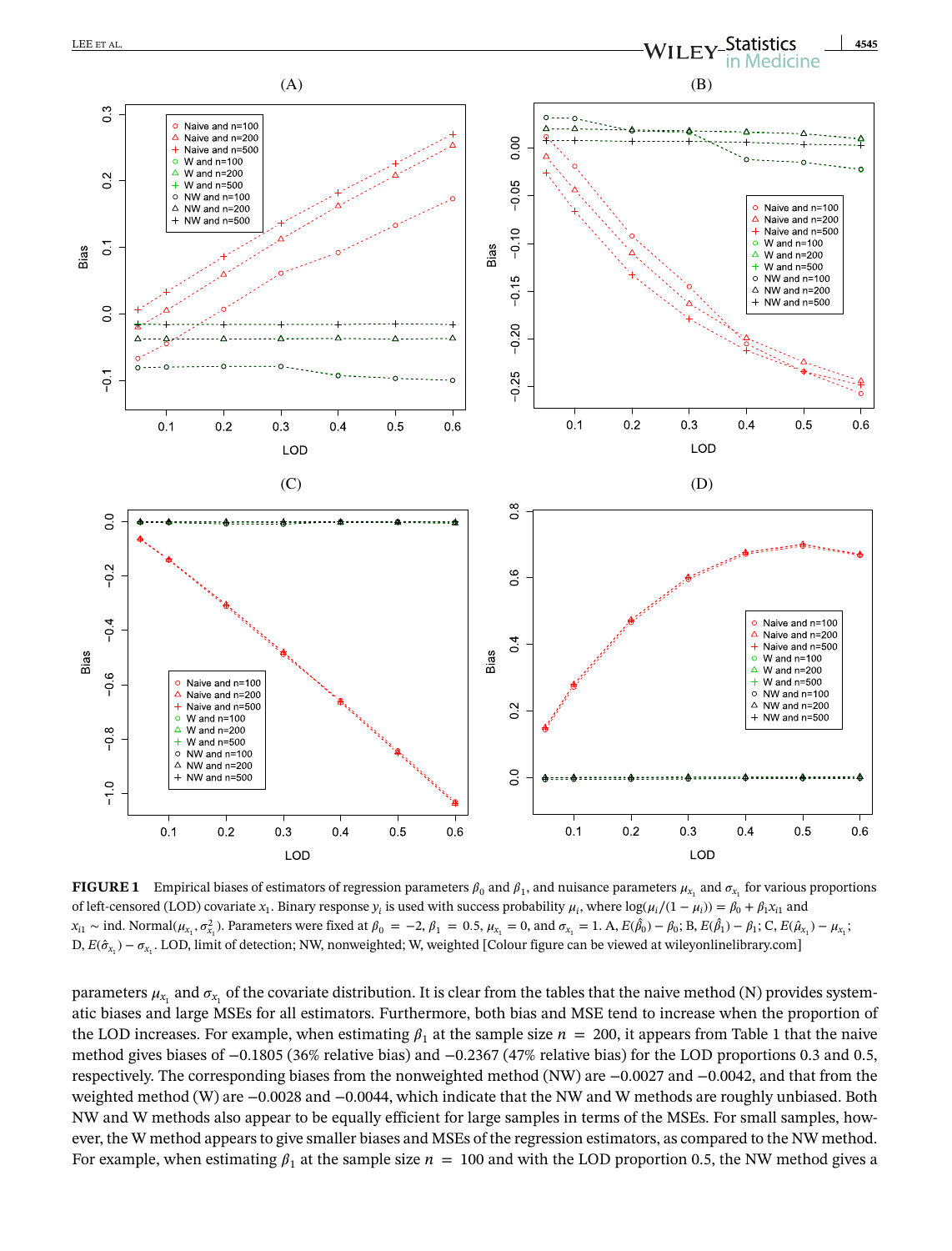**FIGURE 1** Empirical biases of estimators of regression parameters $\beta_0$ and $\beta_1$, and nuisance parameters $\mu_{x_1}$ and $\sigma_{x_1}$ for various proportions of left-censored (LOD) covariate $x_1$. Binary response $y_i$ is used with success probability $\mu_i$, where $\log(\mu_i/(1-\mu_i)) = \beta_0 + \beta_1 x_{i1}$ and $x_{i1} \sim$ ind. Normal$(\mu_{x_1}, \sigma^2_{x_1})$. Parameters were fixed at $\beta_0 = -2$, $\beta_1 = 0.5$, $\mu_{x_1} = 0$, and $\sigma_{x_1} = 1$. A, $E(\hat{\beta}_0) - \beta_0$; B, $E(\hat{\beta}_1) - \beta_1$; C, $E(\hat{\mu}_{x_1}) - \mu_{x_1}$; D, $E(\hat{\sigma}_{x_1}) - \sigma_{x_1}$. LOD, limit of detection; NW, nonweighted; W, weighted [Colour figure can be viewed at wileyonlinelibrary.com]

parameters $\mu_{x_1}$ and $\sigma_{x_1}$ of the covariate distribution. It is clear from the tables that the naive method (N) provides systematic biases and large MSEs for all estimators. Furthermore, both bias and MSE tend to increase when the proportion of the LOD increases. For example, when estimating $\beta_1$ at the sample size $n = 200$, it appears from Table 1 that the naive method gives biases of −0.1805 (36% relative bias) and −0.2367 (47% relative bias) for the LOD proportions 0.3 and 0.5, respectively. The corresponding biases from the nonweighted method (NW) are −0.0027 and −0.0042, and that from the weighted method (W) are −0.0028 and −0.0044, which indicate that the NW and W methods are roughly unbiased. Both NW and W methods also appear to be equally efficient for large samples in terms of the MSEs. For small samples, however, the W method appears to give smaller biases and MSEs of the regression estimators, as compared to the NW method. For example, when estimating $\beta_1$ at the sample size $n = 100$ and with the LOD proportion 0.5, the NW method gives a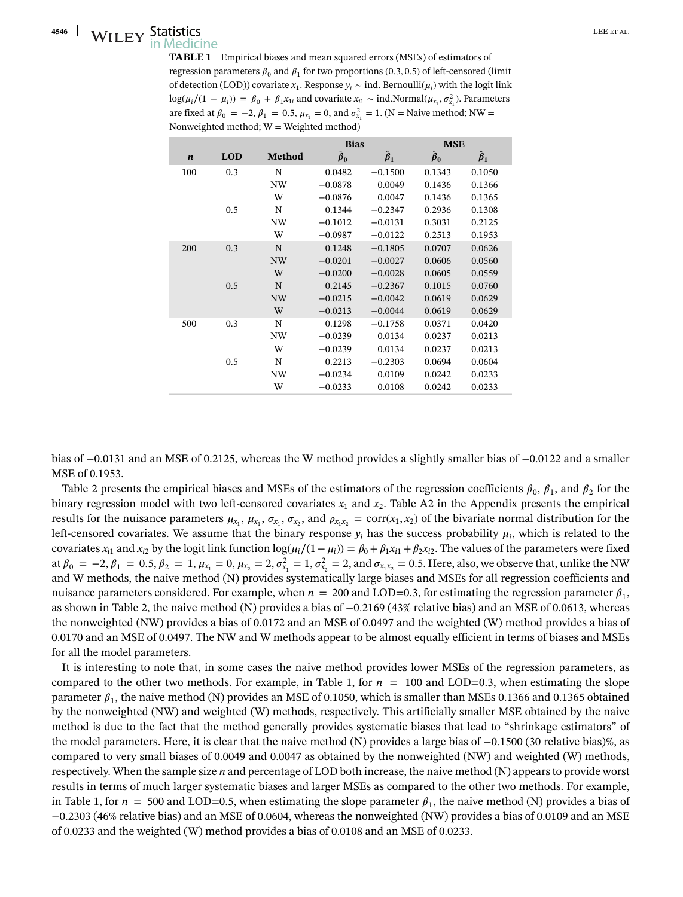**TABLE 1** Empirical biases and mean squared errors (MSEs) of estimators of regression parameters $\beta_0$ and $\beta_1$ for two proportions (0.3, 0.5) of left-censored (limit of detection (LOD)) covariate $x_1$. Response $y_i \sim$ ind. Bernoulli($\mu_i$) with the logit link $\log(\mu_i/(1-\mu_i)) = \beta_0 + \beta_1 x_{1i}$ and covariate $x_{i1} \sim$ ind.Normal($\mu_{x_1}, \sigma^2_{x_1}$). Parameters are fixed at $\beta_0 = -2$, $\beta_1 = 0.5$, $\mu_{x_1} = 0$, and $\sigma^2_{x_1} = 1$. (N = Naive method; NW = Nonweighted method; W = Weighted method)

| | | | Bias | | MSE | |
|---|---|---|---|---|---|---|
| ***n*** | **LOD** | **Method** | $\hat{\beta}_0$ | $\hat{\beta}_1$ | $\hat{\beta}_0$ | $\hat{\beta}_1$ |
| 100 | 0.3 | N | 0.0482 | −0.1500 | 0.1343 | 0.1050 |
| | | NW | −0.0878 | 0.0049 | 0.1436 | 0.1366 |
| | | W | −0.0876 | 0.0047 | 0.1436 | 0.1365 |
| | 0.5 | N | 0.1344 | −0.2347 | 0.2936 | 0.1308 |
| | | NW | −0.1012 | −0.0131 | 0.3031 | 0.2125 |
| | | W | −0.0987 | −0.0122 | 0.2513 | 0.1953 |
| 200 | 0.3 | N | 0.1248 | −0.1805 | 0.0707 | 0.0626 |
| | | NW | −0.0201 | −0.0027 | 0.0606 | 0.0560 |
| | | W | −0.0200 | −0.0028 | 0.0605 | 0.0559 |
| | 0.5 | N | 0.2145 | −0.2367 | 0.1015 | 0.0760 |
| | | NW | −0.0215 | −0.0042 | 0.0619 | 0.0629 |
| | | W | −0.0213 | −0.0044 | 0.0619 | 0.0629 |
| 500 | 0.3 | N | 0.1298 | −0.1758 | 0.0371 | 0.0420 |
| | | NW | −0.0239 | 0.0134 | 0.0237 | 0.0213 |
| | | W | −0.0239 | 0.0134 | 0.0237 | 0.0213 |
| | 0.5 | N | 0.2213 | −0.2303 | 0.0694 | 0.0604 |
| | | NW | −0.0234 | 0.0109 | 0.0242 | 0.0233 |
| | | W | −0.0233 | 0.0108 | 0.0242 | 0.0233 |

bias of −0.0131 and an MSE of 0.2125, whereas the W method provides a slightly smaller bias of −0.0122 and a smaller MSE of 0.1953.

Table 2 presents the empirical biases and MSEs of the estimators of the regression coefficients $\beta_0$, $\beta_1$, and $\beta_2$ for the binary regression model with two left-censored covariates $x_1$ and $x_2$. Table A2 in the Appendix presents the empirical results for the nuisance parameters $\mu_{x_1}$, $\mu_{x_1}$, $\sigma_{x_1}$, $\sigma_{x_2}$, and $\rho_{x_1 x_2} = \text{corr}(x_1, x_2)$ of the bivariate normal distribution for the left-censored covariates. We assume that the binary response $y_i$ has the success probability $\mu_i$, which is related to the covariates $x_{i1}$ and $x_{i2}$ by the logit link function $\log(\mu_i/(1-\mu_i)) = \beta_0 + \beta_1 x_{i1} + \beta_2 x_{i2}$. The values of the parameters were fixed at $\beta_0 = -2$, $\beta_1 = 0.5$, $\beta_2 = 1$, $\mu_{x_1} = 0$, $\mu_{x_2} = 2$, $\sigma^2_{x_1} = 1$, $\sigma^2_{x_2} = 2$, and $\sigma_{x_1 x_2} = 0.5$. Here, also, we observe that, unlike the NW and W methods, the naive method (N) provides systematically large biases and MSEs for all regression coefficients and nuisance parameters considered. For example, when $n = 200$ and LOD=0.3, for estimating the regression parameter $\beta_1$, as shown in Table 2, the naive method (N) provides a bias of −0.2169 (43% relative bias) and an MSE of 0.0613, whereas the nonweighted (NW) provides a bias of 0.0172 and an MSE of 0.0497 and the weighted (W) method provides a bias of 0.0170 and an MSE of 0.0497. The NW and W methods appear to be almost equally efficient in terms of biases and MSEs for all the model parameters.

It is interesting to note that, in some cases the naive method provides lower MSEs of the regression parameters, as compared to the other two methods. For example, in Table 1, for $n = 100$ and LOD=0.3, when estimating the slope parameter $\beta_1$, the naive method (N) provides an MSE of 0.1050, which is smaller than MSEs 0.1366 and 0.1365 obtained by the nonweighted (NW) and weighted (W) methods, respectively. This artificially smaller MSE obtained by the naive method is due to the fact that the method generally provides systematic biases that lead to "shrinkage estimators" of the model parameters. Here, it is clear that the naive method (N) provides a large bias of −0.1500 (30 relative bias)%, as compared to very small biases of 0.0049 and 0.0047 as obtained by the nonweighted (NW) and weighted (W) methods, respectively. When the sample size $n$ and percentage of LOD both increase, the naive method (N) appears to provide worst results in terms of much larger systematic biases and larger MSEs as compared to the other two methods. For example, in Table 1, for $n = 500$ and LOD=0.5, when estimating the slope parameter $\beta_1$, the naive method (N) provides a bias of −0.2303 (46% relative bias) and an MSE of 0.0604, whereas the nonweighted (NW) provides a bias of 0.0109 and an MSE of 0.0233 and the weighted (W) method provides a bias of 0.0108 and an MSE of 0.0233.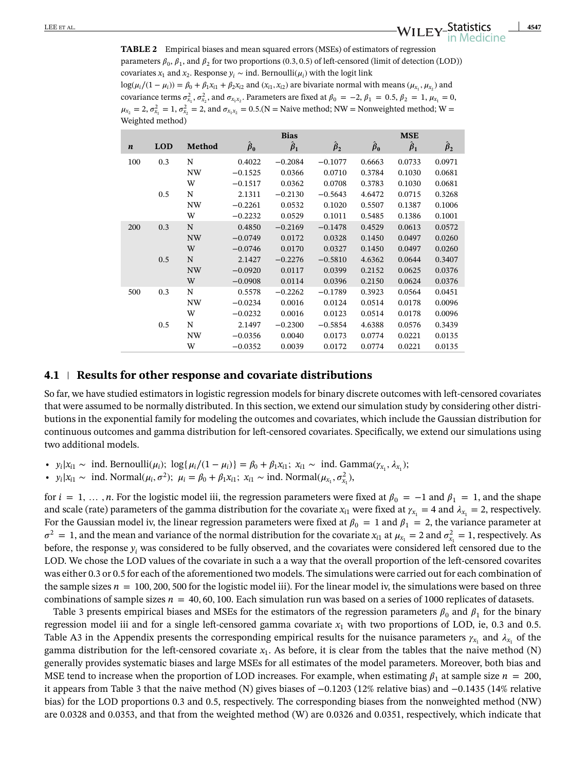**TABLE 2** Empirical biases and mean squared errors (MSEs) of estimators of regression parameters $\beta_0$, $\beta_1$, and $\beta_2$ for two proportions (0.3, 0.5) of left-censored (limit of detection (LOD)) covariates $x_1$ and $x_2$. Response $y_i \sim$ ind. Bernoulli($\mu_i$) with the logit link $\log(\mu_i/(1-\mu_i)) = \beta_0 + \beta_1 x_{i1} + \beta_2 x_{i2}$ and $(x_{i1}, x_{i2})$ are bivariate normal with means $(\mu_{x_1}, \mu_{x_2})$ and covariance terms $\sigma^2_{x_1}$, $\sigma^2_{x_2}$, and $\sigma_{x_1x_2}$. Parameters are fixed at $\beta_0 = -2$, $\beta_1 = 0.5$, $\beta_2 = 1$, $\mu_{x_1} = 0$, $\mu_{x_2} = 2$, $\sigma^2_{x_1} = 1$, $\sigma^2_{x_2} = 2$, and $\sigma_{x_1x_2} = 0.5$.(N = Naive method; NW = Nonweighted method; W = Weighted method)

| | | | Bias | | | MSE | | |
|---|---|---|---|---|---|---|---|---|
| **n** | **LOD** | **Method** | $\hat{\beta}_0$ | $\hat{\beta}_1$ | $\hat{\beta}_2$ | $\hat{\beta}_0$ | $\hat{\beta}_1$ | $\hat{\beta}_2$ |
| 100 | 0.3 | N | 0.4022 | −0.2084 | −0.1077 | 0.6663 | 0.0733 | 0.0971 |
| | | NW | −0.1525 | 0.0366 | 0.0710 | 0.3784 | 0.1030 | 0.0681 |
| | | W | −0.1517 | 0.0362 | 0.0708 | 0.3783 | 0.1030 | 0.0681 |
| | 0.5 | N | 2.1311 | −0.2130 | −0.5643 | 4.6472 | 0.0715 | 0.3268 |
| | | NW | −0.2261 | 0.0532 | 0.1020 | 0.5507 | 0.1387 | 0.1006 |
| | | W | −0.2232 | 0.0529 | 0.1011 | 0.5485 | 0.1386 | 0.1001 |
| 200 | 0.3 | N | 0.4850 | −0.2169 | −0.1478 | 0.4529 | 0.0613 | 0.0572 |
| | | NW | −0.0749 | 0.0172 | 0.0328 | 0.1450 | 0.0497 | 0.0260 |
| | | W | −0.0746 | 0.0170 | 0.0327 | 0.1450 | 0.0497 | 0.0260 |
| | 0.5 | N | 2.1427 | −0.2276 | −0.5810 | 4.6362 | 0.0644 | 0.3407 |
| | | NW | −0.0920 | 0.0117 | 0.0399 | 0.2152 | 0.0625 | 0.0376 |
| | | W | −0.0908 | 0.0114 | 0.0396 | 0.2150 | 0.0624 | 0.0376 |
| 500 | 0.3 | N | 0.5578 | −0.2262 | −0.1789 | 0.3923 | 0.0564 | 0.0451 |
| | | NW | −0.0234 | 0.0016 | 0.0124 | 0.0514 | 0.0178 | 0.0096 |
| | | W | −0.0232 | 0.0016 | 0.0123 | 0.0514 | 0.0178 | 0.0096 |
| | 0.5 | N | 2.1497 | −0.2300 | −0.5854 | 4.6388 | 0.0576 | 0.3439 |
| | | NW | −0.0356 | 0.0040 | 0.0173 | 0.0774 | 0.0221 | 0.0135 |
| | | W | −0.0352 | 0.0039 | 0.0172 | 0.0774 | 0.0221 | 0.0135 |

## 4.1 | Results for other response and covariate distributions

So far, we have studied estimators in logistic regression models for binary discrete outcomes with left-censored covariates that were assumed to be normally distributed. In this section, we extend our simulation study by considering other distributions in the exponential family for modeling the outcomes and covariates, which include the Gaussian distribution for continuous outcomes and gamma distribution for left-censored covariates. Specifically, we extend our simulations using two additional models.

- $y_i|x_{i1} \sim$ ind. Bernoulli($\mu_i$); $\log\{\mu_i/(1-\mu_i)\} = \beta_0 + \beta_1 x_{i1}$; $x_{i1} \sim$ ind. Gamma($\gamma_{x_1}, \lambda_{x_1}$);
- $y_i|x_{i1} \sim$ ind. Normal($\mu_i, \sigma^2$); $\mu_i = \beta_0 + \beta_1 x_{i1}$; $x_{i1} \sim$ ind. Normal($\mu_{x_1}, \sigma^2_{x_1}$),

for $i = 1, \ldots, n$. For the logistic model iii, the regression parameters were fixed at $\beta_0 = -1$ and $\beta_1 = 1$, and the shape and scale (rate) parameters of the gamma distribution for the covariate $x_{i1}$ were fixed at $\gamma_{x_1} = 4$ and $\lambda_{x_1} = 2$, respectively. For the Gaussian model iv, the linear regression parameters were fixed at $\beta_0 = 1$ and $\beta_1 = 2$, the variance parameter at $\sigma^2 = 1$, and the mean and variance of the normal distribution for the covariate $x_{i1}$ at $\mu_{x_1} = 2$ and $\sigma^2_{x_1} = 1$, respectively. As before, the response $y_i$ was considered to be fully observed, and the covariates were considered left censored due to the LOD. We chose the LOD values of the covariate in such a a way that the overall proportion of the left-censored covarites was either 0.3 or 0.5 for each of the aforementioned two models. The simulations were carried out for each combination of the sample sizes $n = 100, 200, 500$ for the logistic model iii). For the linear model iv, the simulations were based on three combinations of sample sizes $n = 40, 60, 100$. Each simulation run was based on a series of 1000 replicates of datasets.

Table 3 presents empirical biases and MSEs for the estimators of the regression parameters $\beta_0$ and $\beta_1$ for the binary regression model iii and for a single left-censored gamma covariate $x_1$ with two proportions of LOD, ie, 0.3 and 0.5. Table A3 in the Appendix presents the corresponding empirical results for the nuisance parameters $\gamma_{x_1}$ and $\lambda_{x_1}$ of the gamma distribution for the left-censored covariate $x_1$. As before, it is clear from the tables that the naive method (N) generally provides systematic biases and large MSEs for all estimates of the model parameters. Moreover, both bias and MSE tend to increase when the proportion of LOD increases. For example, when estimating $\beta_1$ at sample size $n = 200$, it appears from Table 3 that the naive method (N) gives biases of −0.1203 (12% relative bias) and −0.1435 (14% relative bias) for the LOD proportions 0.3 and 0.5, respectively. The corresponding biases from the nonweighted method (NW) are 0.0328 and 0.0353, and that from the weighted method (W) are 0.0326 and 0.0351, respectively, which indicate that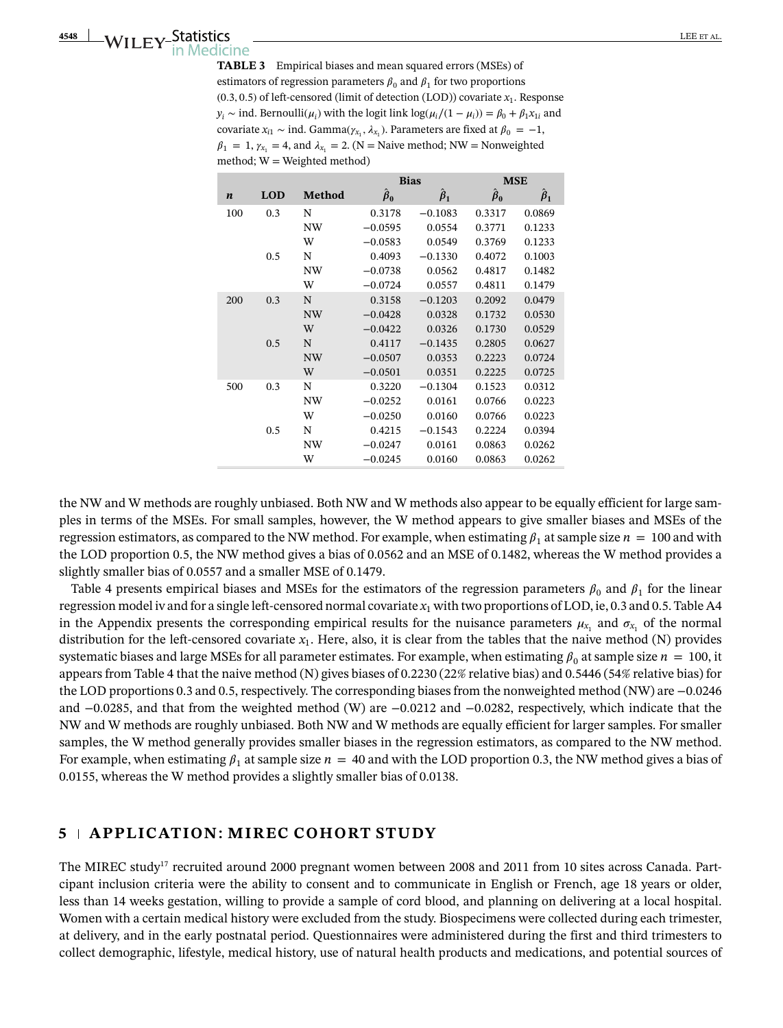**TABLE 3** Empirical biases and mean squared errors (MSEs) of estimators of regression parameters $\beta_0$ and $\beta_1$ for two proportions (0.3, 0.5) of left-censored (limit of detection (LOD)) covariate $x_1$. Response $y_i \sim$ ind. Bernoulli($\mu_i$) with the logit link $\log(\mu_i/(1-\mu_i)) = \beta_0 + \beta_1 x_{1i}$ and covariate $x_{i1} \sim$ ind. Gamma($\gamma_{x_1}, \lambda_{x_1}$). Parameters are fixed at $\beta_0 = -1$, $\beta_1 = 1$, $\gamma_{x_1} = 4$, and $\lambda_{x_1} = 2$. (N = Naive method; NW = Nonweighted method; W = Weighted method)

| $n$ | LOD | Method | Bias $\hat{\beta}_0$ | Bias $\hat{\beta}_1$ | MSE $\hat{\beta}_0$ | MSE $\hat{\beta}_1$ |
|---|---|---|---|---|---|---|
| 100 | 0.3 | N | 0.3178 | −0.1083 | 0.3317 | 0.0869 |
| | | NW | −0.0595 | 0.0554 | 0.3771 | 0.1233 |
| | | W | −0.0583 | 0.0549 | 0.3769 | 0.1233 |
| | 0.5 | N | 0.4093 | −0.1330 | 0.4072 | 0.1003 |
| | | NW | −0.0738 | 0.0562 | 0.4817 | 0.1482 |
| | | W | −0.0724 | 0.0557 | 0.4811 | 0.1479 |
| 200 | 0.3 | N | 0.3158 | −0.1203 | 0.2092 | 0.0479 |
| | | NW | −0.0428 | 0.0328 | 0.1732 | 0.0530 |
| | | W | −0.0422 | 0.0326 | 0.1730 | 0.0529 |
| | 0.5 | N | 0.4117 | −0.1435 | 0.2805 | 0.0627 |
| | | NW | −0.0507 | 0.0353 | 0.2223 | 0.0724 |
| | | W | −0.0501 | 0.0351 | 0.2225 | 0.0725 |
| 500 | 0.3 | N | 0.3220 | −0.1304 | 0.1523 | 0.0312 |
| | | NW | −0.0252 | 0.0161 | 0.0766 | 0.0223 |
| | | W | −0.0250 | 0.0160 | 0.0766 | 0.0223 |
| | 0.5 | N | 0.4215 | −0.1543 | 0.2224 | 0.0394 |
| | | NW | −0.0247 | 0.0161 | 0.0863 | 0.0262 |
| | | W | −0.0245 | 0.0160 | 0.0863 | 0.0262 |

the NW and W methods are roughly unbiased. Both NW and W methods also appear to be equally efficient for large samples in terms of the MSEs. For small samples, however, the W method appears to give smaller biases and MSEs of the regression estimators, as compared to the NW method. For example, when estimating $\beta_1$ at sample size $n = 100$ and with the LOD proportion 0.5, the NW method gives a bias of 0.0562 and an MSE of 0.1482, whereas the W method provides a slightly smaller bias of 0.0557 and a smaller MSE of 0.1479.

Table 4 presents empirical biases and MSEs for the estimators of the regression parameters $\beta_0$ and $\beta_1$ for the linear regression model iv and for a single left-censored normal covariate $x_1$ with two proportions of LOD, ie, 0.3 and 0.5. Table A4 in the Appendix presents the corresponding empirical results for the nuisance parameters $\mu_{x_1}$ and $\sigma_{x_1}$ of the normal distribution for the left-censored covariate $x_1$. Here, also, it is clear from the tables that the naive method (N) provides systematic biases and large MSEs for all parameter estimates. For example, when estimating $\beta_0$ at sample size $n = 100$, it appears from Table 4 that the naive method (N) gives biases of 0.2230 (22% relative bias) and 0.5446 (54% relative bias) for the LOD proportions 0.3 and 0.5, respectively. The corresponding biases from the nonweighted method (NW) are −0.0246 and −0.0285, and that from the weighted method (W) are −0.0212 and −0.0282, respectively, which indicate that the NW and W methods are roughly unbiased. Both NW and W methods are equally efficient for larger samples. For smaller samples, the W method generally provides smaller biases in the regression estimators, as compared to the NW method. For example, when estimating $\beta_1$ at sample size $n = 40$ and with the LOD proportion 0.3, the NW method gives a bias of 0.0155, whereas the W method provides a slightly smaller bias of 0.0138.

## 5 | APPLICATION: MIREC COHORT STUDY

The MIREC study[17] recruited around 2000 pregnant women between 2008 and 2011 from 10 sites across Canada. Partcipant inclusion criteria were the ability to consent and to communicate in English or French, age 18 years or older, less than 14 weeks gestation, willing to provide a sample of cord blood, and planning on delivering at a local hospital. Women with a certain medical history were excluded from the study. Biospecimens were collected during each trimester, at delivery, and in the early postnatal period. Questionnaires were administered during the first and third trimesters to collect demographic, lifestyle, medical history, use of natural health products and medications, and potential sources of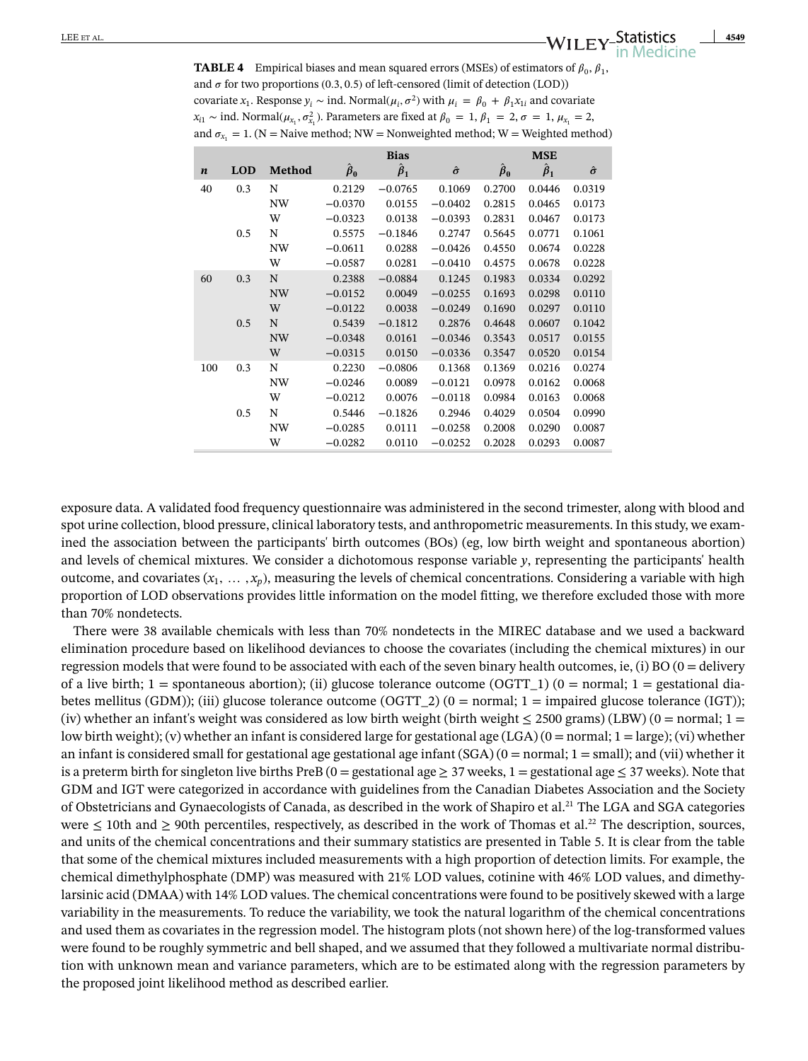**TABLE 4** Empirical biases and mean squared errors (MSEs) of estimators of $\beta_0$, $\beta_1$, and $\sigma$ for two proportions (0.3, 0.5) of left-censored (limit of detection (LOD)) covariate $x_1$. Response $y_i \sim$ ind. Normal$(\mu_i, \sigma^2)$ with $\mu_i = \beta_0 + \beta_1 x_{1i}$ and covariate $x_{i1} \sim$ ind. Normal$(\mu_{x_1}, \sigma^2_{x_1})$. Parameters are fixed at $\beta_0 = 1$, $\beta_1 = 2$, $\sigma = 1$, $\mu_{x_1} = 2$, and $\sigma_{x_1} = 1$. (N = Naive method; NW = Nonweighted method; W = Weighted method)

| | | | Bias | | | MSE | | |
|---|---|---|---|---|---|---|---|---|
| ***n*** | **LOD** | **Method** | $\hat{\beta}_0$ | $\hat{\beta}_1$ | $\hat{\sigma}$ | $\hat{\beta}_0$ | $\hat{\beta}_1$ | $\hat{\sigma}$ |
| 40 | 0.3 | N | 0.2129 | −0.0765 | 0.1069 | 0.2700 | 0.0446 | 0.0319 |
| | | NW | −0.0370 | 0.0155 | −0.0402 | 0.2815 | 0.0465 | 0.0173 |
| | | W | −0.0323 | 0.0138 | −0.0393 | 0.2831 | 0.0467 | 0.0173 |
| | 0.5 | N | 0.5575 | −0.1846 | 0.2747 | 0.5645 | 0.0771 | 0.1061 |
| | | NW | −0.0611 | 0.0288 | −0.0426 | 0.4550 | 0.0674 | 0.0228 |
| | | W | −0.0587 | 0.0281 | −0.0410 | 0.4575 | 0.0678 | 0.0228 |
| 60 | 0.3 | N | 0.2388 | −0.0884 | 0.1245 | 0.1983 | 0.0334 | 0.0292 |
| | | NW | −0.0152 | 0.0049 | −0.0255 | 0.1693 | 0.0298 | 0.0110 |
| | | W | −0.0122 | 0.0038 | −0.0249 | 0.1690 | 0.0297 | 0.0110 |
| | 0.5 | N | 0.5439 | −0.1812 | 0.2876 | 0.4648 | 0.0607 | 0.1042 |
| | | NW | −0.0348 | 0.0161 | −0.0346 | 0.3543 | 0.0517 | 0.0155 |
| | | W | −0.0315 | 0.0150 | −0.0336 | 0.3547 | 0.0520 | 0.0154 |
| 100 | 0.3 | N | 0.2230 | −0.0806 | 0.1368 | 0.1369 | 0.0216 | 0.0274 |
| | | NW | −0.0246 | 0.0089 | −0.0121 | 0.0978 | 0.0162 | 0.0068 |
| | | W | −0.0212 | 0.0076 | −0.0118 | 0.0984 | 0.0163 | 0.0068 |
| | 0.5 | N | 0.5446 | −0.1826 | 0.2946 | 0.4029 | 0.0504 | 0.0990 |
| | | NW | −0.0285 | 0.0111 | −0.0258 | 0.2008 | 0.0290 | 0.0087 |
| | | W | −0.0282 | 0.0110 | −0.0252 | 0.2028 | 0.0293 | 0.0087 |

exposure data. A validated food frequency questionnaire was administered in the second trimester, along with blood and spot urine collection, blood pressure, clinical laboratory tests, and anthropometric measurements. In this study, we examined the association between the participants' birth outcomes (BOs) (eg, low birth weight and spontaneous abortion) and levels of chemical mixtures. We consider a dichotomous response variable $y$, representing the participants' health outcome, and covariates $(x_1, \ldots, x_p)$, measuring the levels of chemical concentrations. Considering a variable with high proportion of LOD observations provides little information on the model fitting, we therefore excluded those with more than 70% nondetects.

There were 38 available chemicals with less than 70% nondetects in the MIREC database and we used a backward elimination procedure based on likelihood deviances to choose the covariates (including the chemical mixtures) in our regression models that were found to be associated with each of the seven binary health outcomes, ie, (i) BO (0 = delivery of a live birth; 1 = spontaneous abortion); (ii) glucose tolerance outcome (OGTT_1) (0 = normal; 1 = gestational diabetes mellitus (GDM)); (iii) glucose tolerance outcome (OGTT_2) (0 = normal; 1 = impaired glucose tolerance (IGT)); (iv) whether an infant's weight was considered as low birth weight (birth weight ≤ 2500 grams) (LBW) (0 = normal; 1 = low birth weight); (v) whether an infant is considered large for gestational age (LGA) (0 = normal; 1 = large); (vi) whether an infant is considered small for gestational age gestational age infant (SGA) (0 = normal; 1 = small); and (vii) whether it is a preterm birth for singleton live births PreB (0 = gestational age ≥ 37 weeks, 1 = gestational age ≤ 37 weeks). Note that GDM and IGT were categorized in accordance with guidelines from the Canadian Diabetes Association and the Society of Obstetricians and Gynaecologists of Canada, as described in the work of Shapiro et al.[21] The LGA and SGA categories were ≤ 10th and ≥ 90th percentiles, respectively, as described in the work of Thomas et al.[22] The description, sources, and units of the chemical concentrations and their summary statistics are presented in Table 5. It is clear from the table that some of the chemical mixtures included measurements with a high proportion of detection limits. For example, the chemical dimethylphosphate (DMP) was measured with 21% LOD values, cotinine with 46% LOD values, and dimethylarsinic acid (DMAA) with 14% LOD values. The chemical concentrations were found to be positively skewed with a large variability in the measurements. To reduce the variability, we took the natural logarithm of the chemical concentrations and used them as covariates in the regression model. The histogram plots (not shown here) of the log-transformed values were found to be roughly symmetric and bell shaped, and we assumed that they followed a multivariate normal distribution with unknown mean and variance parameters, which are to be estimated along with the regression parameters by the proposed joint likelihood method as described earlier.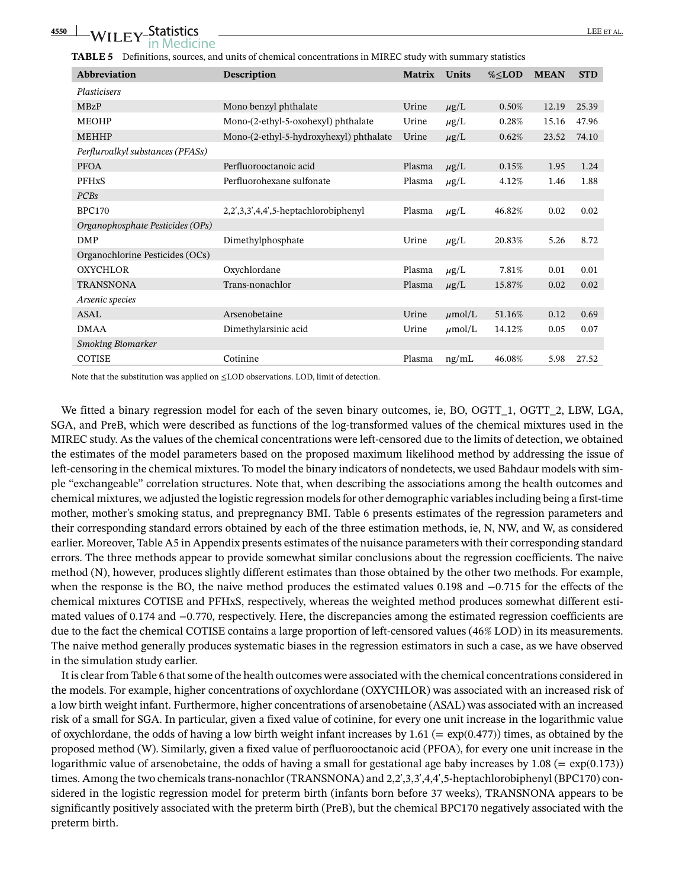**TABLE 5** Definitions, sources, and units of chemical concentrations in MIREC study with summary statistics

| Abbreviation | Description | Matrix | Units | %≤LOD | MEAN | STD |
|---|---|---|---|---|---|---|
| *Plasticisers* | | | | | | |
| MBzP | Mono benzyl phthalate | Urine | $\mu$g/L | 0.50% | 12.19 | 25.39 |
| MEOHP | Mono-(2-ethyl-5-oxohexyl) phthalate | Urine | $\mu$g/L | 0.28% | 15.16 | 47.96 |
| MEHHP | Mono-(2-ethyl-5-hydroxyhexyl) phthalate | Urine | $\mu$g/L | 0.62% | 23.52 | 74.10 |
| *Perfluroalkyl substances (PFASs)* | | | | | | |
| PFOA | Perfluorooctanoic acid | Plasma | $\mu$g/L | 0.15% | 1.95 | 1.24 |
| PFHxS | Perfluorohexane sulfonate | Plasma | $\mu$g/L | 4.12% | 1.46 | 1.88 |
| *PCBs* | | | | | | |
| BPC170 | 2,2',3,3',4,4',5-heptachlorobiphenyl | Plasma | $\mu$g/L | 46.82% | 0.02 | 0.02 |
| *Organophosphate Pesticides (OPs)* | | | | | | |
| DMP | Dimethylphosphate | Urine | $\mu$g/L | 20.83% | 5.26 | 8.72 |
| Organochlorine Pesticides (OCs) | | | | | | |
| OXYCHLOR | Oxychlordane | Plasma | $\mu$g/L | 7.81% | 0.01 | 0.01 |
| TRANSNONA | Trans-nonachlor | Plasma | $\mu$g/L | 15.87% | 0.02 | 0.02 |
| *Arsenic species* | | | | | | |
| ASAL | Arsenobetaine | Urine | $\mu$mol/L | 51.16% | 0.12 | 0.69 |
| DMAA | Dimethylarsinic acid | Urine | $\mu$mol/L | 14.12% | 0.05 | 0.07 |
| *Smoking Biomarker* | | | | | | |
| COTISE | Cotinine | Plasma | ng/mL | 46.08% | 5.98 | 27.52 |

Note that the substitution was applied on ≤LOD observations. LOD, limit of detection.

We fitted a binary regression model for each of the seven binary outcomes, ie, BO, OGTT_1, OGTT_2, LBW, LGA, SGA, and PreB, which were described as functions of the log-transformed values of the chemical mixtures used in the MIREC study. As the values of the chemical concentrations were left-censored due to the limits of detection, we obtained the estimates of the model parameters based on the proposed maximum likelihood method by addressing the issue of left-censoring in the chemical mixtures. To model the binary indicators of nondetects, we used Bahdaur models with simple "exchangeable" correlation structures. Note that, when describing the associations among the health outcomes and chemical mixtures, we adjusted the logistic regression models for other demographic variables including being a first-time mother, mother's smoking status, and prepregnancy BMI. Table 6 presents estimates of the regression parameters and their corresponding standard errors obtained by each of the three estimation methods, ie, N, NW, and W, as considered earlier. Moreover, Table A5 in Appendix presents estimates of the nuisance parameters with their corresponding standard errors. The three methods appear to provide somewhat similar conclusions about the regression coefficients. The naive method (N), however, produces slightly different estimates than those obtained by the other two methods. For example, when the response is the BO, the naive method produces the estimated values 0.198 and −0.715 for the effects of the chemical mixtures COTISE and PFHxS, respectively, whereas the weighted method produces somewhat different estimated values of 0.174 and −0.770, respectively. Here, the discrepancies among the estimated regression coefficients are due to the fact the chemical COTISE contains a large proportion of left-censored values (46% LOD) in its measurements. The naive method generally produces systematic biases in the regression estimators in such a case, as we have observed in the simulation study earlier.

It is clear from Table 6 that some of the health outcomes were associated with the chemical concentrations considered in the models. For example, higher concentrations of oxychlordane (OXYCHLOR) was associated with an increased risk of a low birth weight infant. Furthermore, higher concentrations of arsenobetaine (ASAL) was associated with an increased risk of a small for SGA. In particular, given a fixed value of cotinine, for every one unit increase in the logarithmic value of oxychlordane, the odds of having a low birth weight infant increases by 1.61 (= exp(0.477)) times, as obtained by the proposed method (W). Similarly, given a fixed value of perfluorooctanoic acid (PFOA), for every one unit increase in the logarithmic value of arsenobetaine, the odds of having a small for gestational age baby increases by 1.08 (= exp(0.173)) times. Among the two chemicals trans-nonachlor (TRANSNONA) and 2,2',3,3',4,4',5-heptachlorobiphenyl (BPC170) considered in the logistic regression model for preterm birth (infants born before 37 weeks), TRANSNONA appears to be significantly positively associated with the preterm birth (PreB), but the chemical BPC170 negatively associated with the preterm birth.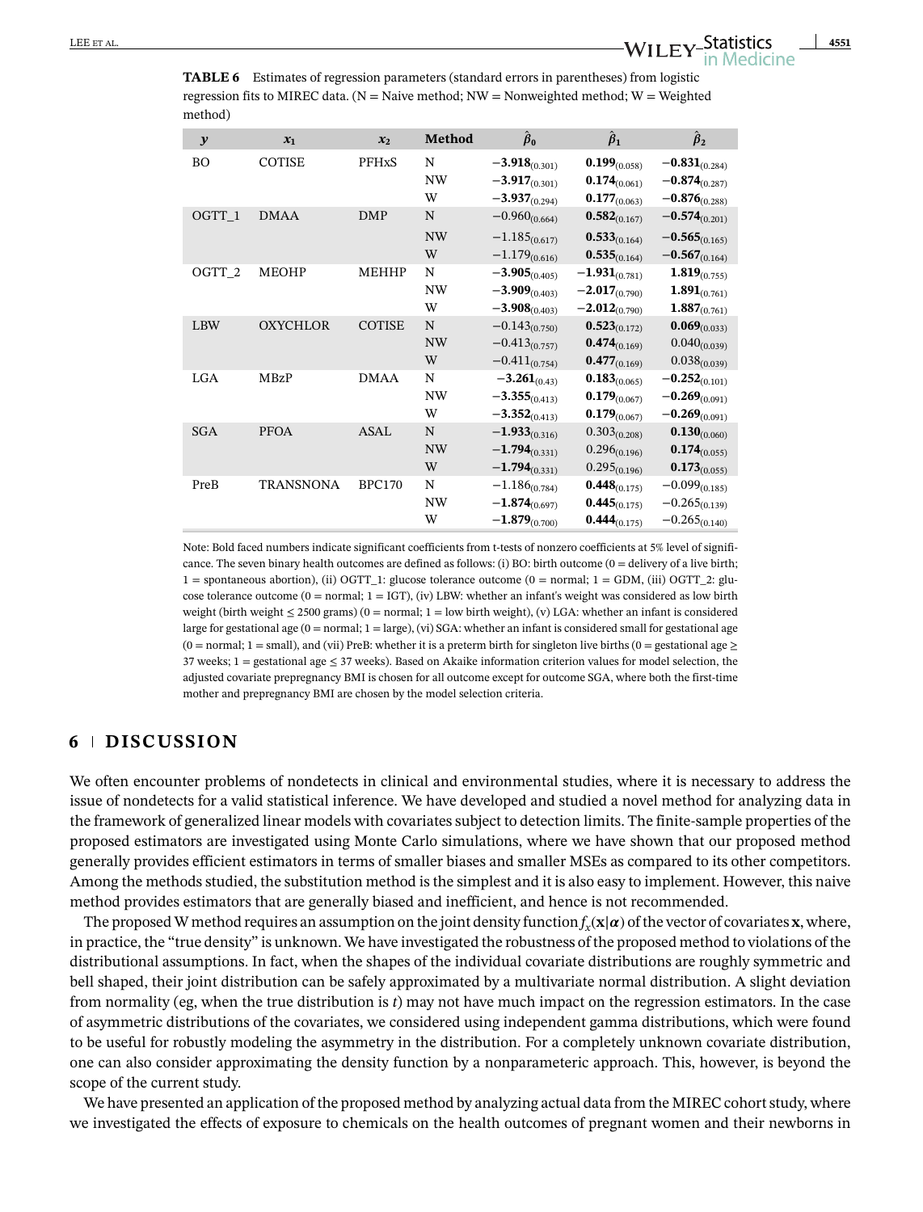**TABLE 6** Estimates of regression parameters (standard errors in parentheses) from logistic regression fits to MIREC data. (N = Naive method; NW = Nonweighted method; W = Weighted method)

| $y$ | $x_1$ | $x_2$ | Method | $\hat{\beta}_0$ | $\hat{\beta}_1$ | $\hat{\beta}_2$ |
|---|---|---|---|---|---|---|
| BO | COTISE | PFHxS | N | $\mathbf{-3.918}_{(0.301)}$ | $\mathbf{0.199}_{(0.058)}$ | $\mathbf{-0.831}_{(0.284)}$ |
| | | | NW | $\mathbf{-3.917}_{(0.301)}$ | $\mathbf{0.174}_{(0.061)}$ | $\mathbf{-0.874}_{(0.287)}$ |
| | | | W | $\mathbf{-3.937}_{(0.294)}$ | $\mathbf{0.177}_{(0.063)}$ | $\mathbf{-0.876}_{(0.288)}$ |
| OGTT_1 | DMAA | DMP | N | $-0.960_{(0.664)}$ | $\mathbf{0.582}_{(0.167)}$ | $\mathbf{-0.574}_{(0.201)}$ |
| | | | NW | $-1.185_{(0.617)}$ | $\mathbf{0.533}_{(0.164)}$ | $\mathbf{-0.565}_{(0.165)}$ |
| | | | W | $-1.179_{(0.616)}$ | $\mathbf{0.535}_{(0.164)}$ | $\mathbf{-0.567}_{(0.164)}$ |
| OGTT_2 | MEOHP | MEHHP | N | $\mathbf{-3.905}_{(0.405)}$ | $\mathbf{-1.931}_{(0.781)}$ | $\mathbf{1.819}_{(0.755)}$ |
| | | | NW | $\mathbf{-3.909}_{(0.403)}$ | $\mathbf{-2.017}_{(0.790)}$ | $\mathbf{1.891}_{(0.761)}$ |
| | | | W | $\mathbf{-3.908}_{(0.403)}$ | $\mathbf{-2.012}_{(0.790)}$ | $\mathbf{1.887}_{(0.761)}$ |
| LBW | OXYCHLOR | COTISE | N | $-0.143_{(0.750)}$ | $\mathbf{0.523}_{(0.172)}$ | $\mathbf{0.069}_{(0.033)}$ |
| | | | NW | $-0.413_{(0.757)}$ | $\mathbf{0.474}_{(0.169)}$ | $0.040_{(0.039)}$ |
| | | | W | $-0.411_{(0.754)}$ | $\mathbf{0.477}_{(0.169)}$ | $0.038_{(0.039)}$ |
| LGA | MBzP | DMAA | N | $\mathbf{-3.261}_{(0.43)}$ | $\mathbf{0.183}_{(0.065)}$ | $\mathbf{-0.252}_{(0.101)}$ |
| | | | NW | $\mathbf{-3.355}_{(0.413)}$ | $\mathbf{0.179}_{(0.067)}$ | $\mathbf{-0.269}_{(0.091)}$ |
| | | | W | $\mathbf{-3.352}_{(0.413)}$ | $\mathbf{0.179}_{(0.067)}$ | $\mathbf{-0.269}_{(0.091)}$ |
| SGA | PFOA | ASAL | N | $\mathbf{-1.933}_{(0.316)}$ | $0.303_{(0.208)}$ | $\mathbf{0.130}_{(0.060)}$ |
| | | | NW | $\mathbf{-1.794}_{(0.331)}$ | $0.296_{(0.196)}$ | $\mathbf{0.174}_{(0.055)}$ |
| | | | W | $\mathbf{-1.794}_{(0.331)}$ | $0.295_{(0.196)}$ | $\mathbf{0.173}_{(0.055)}$ |
| PreB | TRANSNONA | BPC170 | N | $-1.186_{(0.784)}$ | $\mathbf{0.448}_{(0.175)}$ | $-0.099_{(0.185)}$ |
| | | | NW | $\mathbf{-1.874}_{(0.697)}$ | $\mathbf{0.445}_{(0.175)}$ | $-0.265_{(0.139)}$ |
| | | | W | $\mathbf{-1.879}_{(0.700)}$ | $\mathbf{0.444}_{(0.175)}$ | $-0.265_{(0.140)}$ |

Note: Bold faced numbers indicate significant coefficients from t-tests of nonzero coefficients at 5% level of significance. The seven binary health outcomes are defined as follows: (i) BO: birth outcome (0 = delivery of a live birth; 1 = spontaneous abortion), (ii) OGTT_1: glucose tolerance outcome (0 = normal; 1 = GDM, (iii) OGTT_2: glucose tolerance outcome (0 = normal; 1 = IGT), (iv) LBW: whether an infant's weight was considered as low birth weight (birth weight ≤ 2500 grams) (0 = normal; 1 = low birth weight), (v) LGA: whether an infant is considered large for gestational age (0 = normal; 1 = large), (vi) SGA: whether an infant is considered small for gestational age (0 = normal; 1 = small), and (vii) PreB: whether it is a preterm birth for singleton live births (0 = gestational age ≥ 37 weeks; 1 = gestational age ≤ 37 weeks). Based on Akaike information criterion values for model selection, the adjusted covariate prepregnancy BMI is chosen for all outcome except for outcome SGA, where both the first-time mother and prepregnancy BMI are chosen by the model selection criteria.

## 6 | DISCUSSION

We often encounter problems of nondetects in clinical and environmental studies, where it is necessary to address the issue of nondetects for a valid statistical inference. We have developed and studied a novel method for analyzing data in the framework of generalized linear models with covariates subject to detection limits. The finite-sample properties of the proposed estimators are investigated using Monte Carlo simulations, where we have shown that our proposed method generally provides efficient estimators in terms of smaller biases and smaller MSEs as compared to its other competitors. Among the methods studied, the substitution method is the simplest and it is also easy to implement. However, this naive method provides estimators that are generally biased and inefficient, and hence is not recommended.

The proposed W method requires an assumption on the joint density function $f_x(\mathbf{x}|\boldsymbol{\alpha})$ of the vector of covariates $\mathbf{x}$, where, in practice, the "true density" is unknown. We have investigated the robustness of the proposed method to violations of the distributional assumptions. In fact, when the shapes of the individual covariate distributions are roughly symmetric and bell shaped, their joint distribution can be safely approximated by a multivariate normal distribution. A slight deviation from normality (eg, when the true distribution is $t$) may not have much impact on the regression estimators. In the case of asymmetric distributions of the covariates, we considered using independent gamma distributions, which were found to be useful for robustly modeling the asymmetry in the distribution. For a completely unknown covariate distribution, one can also consider approximating the density function by a nonparameteric approach. This, however, is beyond the scope of the current study.

We have presented an application of the proposed method by analyzing actual data from the MIREC cohort study, where we investigated the effects of exposure to chemicals on the health outcomes of pregnant women and their newborns in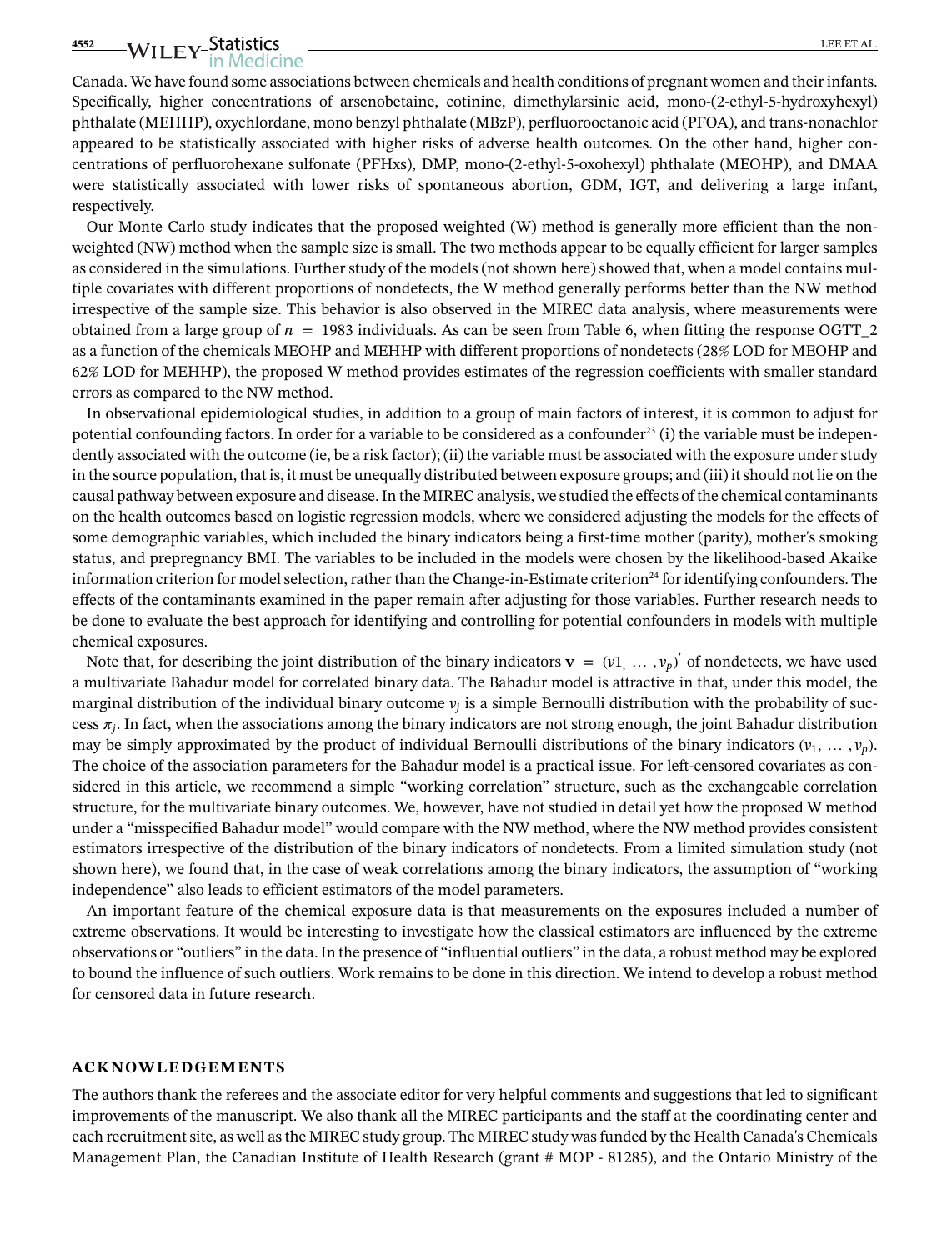Canada. We have found some associations between chemicals and health conditions of pregnant women and their infants. Specifically, higher concentrations of arsenobetaine, cotinine, dimethylarsinic acid, mono-(2-ethyl-5-hydroxyhexyl) phthalate (MEHHP), oxychlordane, mono benzyl phthalate (MBzP), perfluorooctanoic acid (PFOA), and trans-nonachlor appeared to be statistically associated with higher risks of adverse health outcomes. On the other hand, higher concentrations of perfluorohexane sulfonate (PFHxs), DMP, mono-(2-ethyl-5-oxohexyl) phthalate (MEOHP), and DMAA were statistically associated with lower risks of spontaneous abortion, GDM, IGT, and delivering a large infant, respectively.

Our Monte Carlo study indicates that the proposed weighted (W) method is generally more efficient than the non-weighted (NW) method when the sample size is small. The two methods appear to be equally efficient for larger samples as considered in the simulations. Further study of the models (not shown here) showed that, when a model contains multiple covariates with different proportions of nondetects, the W method generally performs better than the NW method irrespective of the sample size. This behavior is also observed in the MIREC data analysis, where measurements were obtained from a large group of $n = 1983$ individuals. As can be seen from Table 6, when fitting the response OGTT_2 as a function of the chemicals MEOHP and MEHHP with different proportions of nondetects (28% LOD for MEOHP and 62% LOD for MEHHP), the proposed W method provides estimates of the regression coefficients with smaller standard errors as compared to the NW method.

In observational epidemiological studies, in addition to a group of main factors of interest, it is common to adjust for potential confounding factors. In order for a variable to be considered as a confounder[23] (i) the variable must be independently associated with the outcome (ie, be a risk factor); (ii) the variable must be associated with the exposure under study in the source population, that is, it must be unequally distributed between exposure groups; and (iii) it should not lie on the causal pathway between exposure and disease. In the MIREC analysis, we studied the effects of the chemical contaminants on the health outcomes based on logistic regression models, where we considered adjusting the models for the effects of some demographic variables, which included the binary indicators being a first-time mother (parity), mother's smoking status, and prepregnancy BMI. The variables to be included in the models were chosen by the likelihood-based Akaike information criterion for model selection, rather than the Change-in-Estimate criterion[24] for identifying confounders. The effects of the contaminants examined in the paper remain after adjusting for those variables. Further research needs to be done to evaluate the best approach for identifying and controlling for potential confounders in models with multiple chemical exposures.

Note that, for describing the joint distribution of the binary indicators $\mathbf{v} = (v1_, \dots, v_p)'$ of nondetects, we have used a multivariate Bahadur model for correlated binary data. The Bahadur model is attractive in that, under this model, the marginal distribution of the individual binary outcome $v_j$ is a simple Bernoulli distribution with the probability of success $\pi_j$. In fact, when the associations among the binary indicators are not strong enough, the joint Bahadur distribution may be simply approximated by the product of individual Bernoulli distributions of the binary indicators $(v_1, \dots, v_p)$. The choice of the association parameters for the Bahadur model is a practical issue. For left-censored covariates as considered in this article, we recommend a simple "working correlation" structure, such as the exchangeable correlation structure, for the multivariate binary outcomes. We, however, have not studied in detail yet how the proposed W method under a "misspecified Bahadur model" would compare with the NW method, where the NW method provides consistent estimators irrespective of the distribution of the binary indicators of nondetects. From a limited simulation study (not shown here), we found that, in the case of weak correlations among the binary indicators, the assumption of "working independence" also leads to efficient estimators of the model parameters.

An important feature of the chemical exposure data is that measurements on the exposures included a number of extreme observations. It would be interesting to investigate how the classical estimators are influenced by the extreme observations or "outliers" in the data. In the presence of "influential outliers" in the data, a robust method may be explored to bound the influence of such outliers. Work remains to be done in this direction. We intend to develop a robust method for censored data in future research.

## ACKNOWLEDGEMENTS

The authors thank the referees and the associate editor for very helpful comments and suggestions that led to significant improvements of the manuscript. We also thank all the MIREC participants and the staff at the coordinating center and each recruitment site, as well as the MIREC study group. The MIREC study was funded by the Health Canada's Chemicals Management Plan, the Canadian Institute of Health Research (grant # MOP - 81285), and the Ontario Ministry of the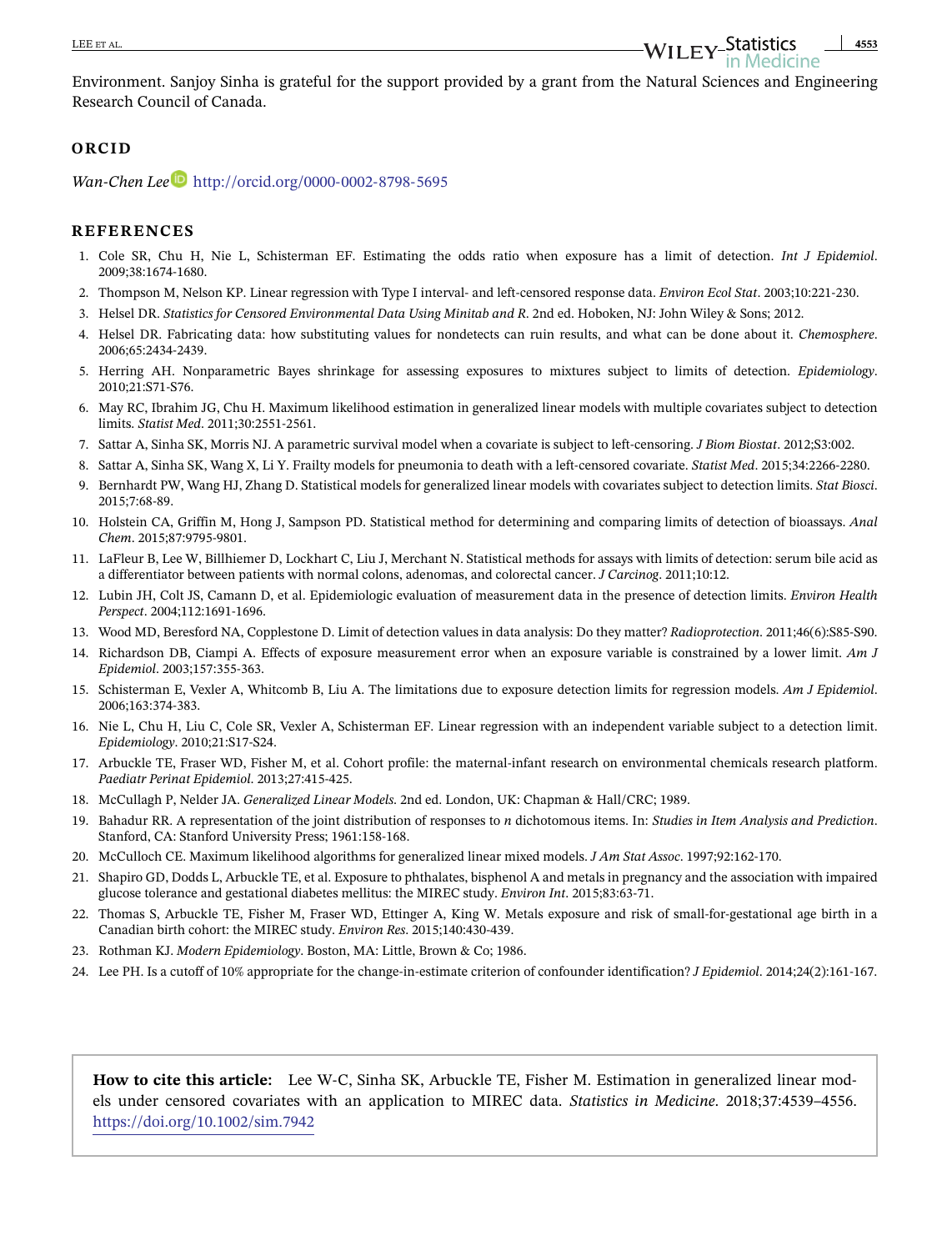Environment. Sanjoy Sinha is grateful for the support provided by a grant from the Natural Sciences and Engineering Research Council of Canada.

## ORCID

*Wan-Chen Lee* http://orcid.org/0000-0002-8798-5695

## REFERENCES

1. Cole SR, Chu H, Nie L, Schisterman EF. Estimating the odds ratio when exposure has a limit of detection. *Int J Epidemiol*. 2009;38:1674-1680.
2. Thompson M, Nelson KP. Linear regression with Type I interval- and left-censored response data. *Environ Ecol Stat*. 2003;10:221-230.
3. Helsel DR. *Statistics for Censored Environmental Data Using Minitab and R*. 2nd ed. Hoboken, NJ: John Wiley & Sons; 2012.
4. Helsel DR. Fabricating data: how substituting values for nondetects can ruin results, and what can be done about it. *Chemosphere*. 2006;65:2434-2439.
5. Herring AH. Nonparametric Bayes shrinkage for assessing exposures to mixtures subject to limits of detection. *Epidemiology*. 2010;21:S71-S76.
6. May RC, Ibrahim JG, Chu H. Maximum likelihood estimation in generalized linear models with multiple covariates subject to detection limits. *Statist Med*. 2011;30:2551-2561.
7. Sattar A, Sinha SK, Morris NJ. A parametric survival model when a covariate is subject to left-censoring. *J Biom Biostat*. 2012;S3:002.
8. Sattar A, Sinha SK, Wang X, Li Y. Frailty models for pneumonia to death with a left-censored covariate. *Statist Med*. 2015;34:2266-2280.
9. Bernhardt PW, Wang HJ, Zhang D. Statistical models for generalized linear models with covariates subject to detection limits. *Stat Biosci*. 2015;7:68-89.
10. Holstein CA, Griffin M, Hong J, Sampson PD. Statistical method for determining and comparing limits of detection of bioassays. *Anal Chem*. 2015;87:9795-9801.
11. LaFleur B, Lee W, Billhiemer D, Lockhart C, Liu J, Merchant N. Statistical methods for assays with limits of detection: serum bile acid as a differentiator between patients with normal colons, adenomas, and colorectal cancer. *J Carcinog*. 2011;10:12.
12. Lubin JH, Colt JS, Camann D, et al. Epidemiologic evaluation of measurement data in the presence of detection limits. *Environ Health Perspect*. 2004;112:1691-1696.
13. Wood MD, Beresford NA, Copplestone D. Limit of detection values in data analysis: Do they matter? *Radioprotection*. 2011;46(6):S85-S90.
14. Richardson DB, Ciampi A. Effects of exposure measurement error when an exposure variable is constrained by a lower limit. *Am J Epidemiol*. 2003;157:355-363.
15. Schisterman E, Vexler A, Whitcomb B, Liu A. The limitations due to exposure detection limits for regression models. *Am J Epidemiol*. 2006;163:374-383.
16. Nie L, Chu H, Liu C, Cole SR, Vexler A, Schisterman EF. Linear regression with an independent variable subject to a detection limit. *Epidemiology*. 2010;21:S17-S24.
17. Arbuckle TE, Fraser WD, Fisher M, et al. Cohort profile: the maternal-infant research on environmental chemicals research platform. *Paediatr Perinat Epidemiol*. 2013;27:415-425.
18. McCullagh P, Nelder JA. *Generalized Linear Models*. 2nd ed. London, UK: Chapman & Hall/CRC; 1989.
19. Bahadur RR. A representation of the joint distribution of responses to *n* dichotomous items. In: *Studies in Item Analysis and Prediction*. Stanford, CA: Stanford University Press; 1961:158-168.
20. McCulloch CE. Maximum likelihood algorithms for generalized linear mixed models. *J Am Stat Assoc*. 1997;92:162-170.
21. Shapiro GD, Dodds L, Arbuckle TE, et al. Exposure to phthalates, bisphenol A and metals in pregnancy and the association with impaired glucose tolerance and gestational diabetes mellitus: the MIREC study. *Environ Int*. 2015;83:63-71.
22. Thomas S, Arbuckle TE, Fisher M, Fraser WD, Ettinger A, King W. Metals exposure and risk of small-for-gestational age birth in a Canadian birth cohort: the MIREC study. *Environ Res*. 2015;140:430-439.
23. Rothman KJ. *Modern Epidemiology*. Boston, MA: Little, Brown & Co; 1986.
24. Lee PH. Is a cutoff of 10% appropriate for the change-in-estimate criterion of confounder identification? *J Epidemiol*. 2014;24(2):161-167.

**How to cite this article:** Lee W-C, Sinha SK, Arbuckle TE, Fisher M. Estimation in generalized linear models under censored covariates with an application to MIREC data. *Statistics in Medicine*. 2018;37:4539–4556. https://doi.org/10.1002/sim.7942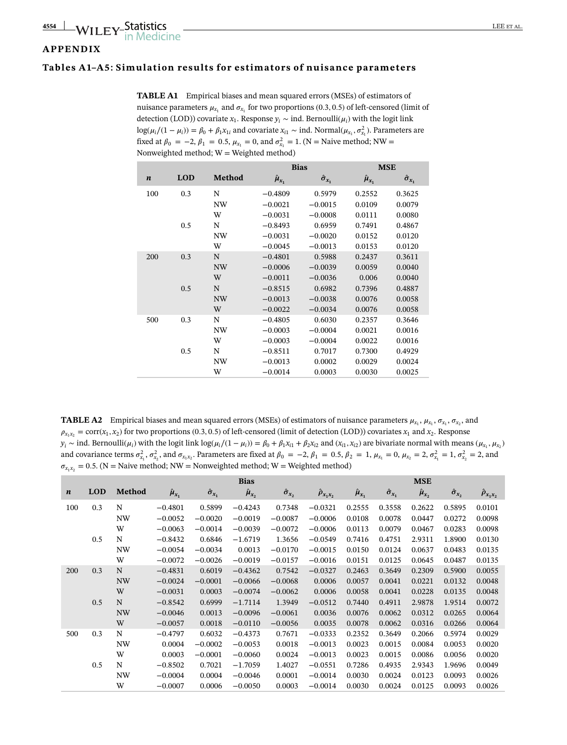## APPENDIX

### Tables A1–A5: Simulation results for estimators of nuisance parameters

**TABLE A1** Empirical biases and mean squared errors (MSEs) of estimators of nuisance parameters $\mu_{x_1}$ and $\sigma_{x_1}$ for two proportions (0.3, 0.5) of left-censored (limit of detection (LOD)) covariate $x_1$. Response $y_i \sim$ ind. Bernoulli($\mu_i$) with the logit link $\log(\mu_i/(1-\mu_i)) = \beta_0 + \beta_1 x_{1i}$ and covariate $x_{i1} \sim$ ind. Normal($\mu_{x_1}, \sigma_{x_1}^2$). Parameters are fixed at $\beta_0 = -2$, $\beta_1 = 0.5$, $\mu_{x_1} = 0$, and $\sigma_{x_1}^2 = 1$. (N = Naive method; NW = Nonweighted method; W = Weighted method)

| $n$ | LOD | Method | Bias $\hat{\mu}_{x_1}$ | Bias $\hat{\sigma}_{x_1}$ | MSE $\hat{\mu}_{x_1}$ | MSE $\hat{\sigma}_{x_1}$ |
|---|---|---|---|---|---|---|
| 100 | 0.3 | N | −0.4809 | 0.5979 | 0.2552 | 0.3625 |
| | | NW | −0.0021 | −0.0015 | 0.0109 | 0.0079 |
| | | W | −0.0031 | −0.0008 | 0.0111 | 0.0080 |
| | 0.5 | N | −0.8493 | 0.6959 | 0.7491 | 0.4867 |
| | | NW | −0.0031 | −0.0020 | 0.0152 | 0.0120 |
| | | W | −0.0045 | −0.0013 | 0.0153 | 0.0120 |
| 200 | 0.3 | N | −0.4801 | 0.5988 | 0.2437 | 0.3611 |
| | | NW | −0.0006 | −0.0039 | 0.0059 | 0.0040 |
| | | W | −0.0011 | −0.0036 | 0.006 | 0.0040 |
| | 0.5 | N | −0.8515 | 0.6982 | 0.7396 | 0.4887 |
| | | NW | −0.0013 | −0.0038 | 0.0076 | 0.0058 |
| | | W | −0.0022 | −0.0034 | 0.0076 | 0.0058 |
| 500 | 0.3 | N | −0.4805 | 0.6030 | 0.2357 | 0.3646 |
| | | NW | −0.0003 | −0.0004 | 0.0021 | 0.0016 |
| | | W | −0.0003 | −0.0004 | 0.0022 | 0.0016 |
| | 0.5 | N | −0.8511 | 0.7017 | 0.7300 | 0.4929 |
| | | NW | −0.0013 | 0.0002 | 0.0029 | 0.0024 |
| | | W | −0.0014 | 0.0003 | 0.0030 | 0.0025 |

**TABLE A2** Empirical biases and mean squared errors (MSEs) of estimators of nuisance parameters $\mu_{x_1}$, $\mu_{x_1}$, $\sigma_{x_1}$, $\sigma_{x_2}$, and $\rho_{x_1x_2} = \text{corr}(x_1, x_2)$ for two proportions (0.3, 0.5) of left-censored (limit of detection (LOD)) covariates $x_1$ and $x_2$. Response $y_i \sim$ ind. Bernoulli($\mu_i$) with the logit link $\log(\mu_i/(1-\mu_i)) = \beta_0 + \beta_1 x_{i1} + \beta_2 x_{i2}$ and $(x_{i1}, x_{i2})$ are bivariate normal with means $(\mu_{x_1}, \mu_{x_2})$ and covariance terms $\sigma_{x_1}^2$, $\sigma_{x_2}^2$, and $\sigma_{x_1x_2}$. Parameters are fixed at $\beta_0 = -2$, $\beta_1 = 0.5$, $\beta_2 = 1$, $\mu_{x_1} = 0$, $\mu_{x_2} = 2$, $\sigma_{x_1}^2 = 1$, $\sigma_{x_2}^2 = 2$, and $\sigma_{x_1x_2} = 0.5$. (N = Naive method; NW = Nonweighted method; W = Weighted method)

| $n$ | LOD | Method | Bias $\hat{\mu}_{x_1}$ | Bias $\hat{\sigma}_{x_1}$ | Bias $\hat{\mu}_{x_2}$ | Bias $\hat{\sigma}_{x_2}$ | Bias $\hat{\rho}_{x_1x_2}$ | MSE $\hat{\mu}_{x_1}$ | MSE $\hat{\sigma}_{x_1}$ | MSE $\hat{\mu}_{x_2}$ | MSE $\hat{\sigma}_{x_2}$ | MSE $\hat{\rho}_{x_1x_2}$ |
|---|---|---|---|---|---|---|---|---|---|---|---|---|
| 100 | 0.3 | N | −0.4801 | 0.5899 | −0.4243 | 0.7348 | −0.0321 | 0.2555 | 0.3558 | 0.2622 | 0.5895 | 0.0101 |
| | | NW | −0.0052 | −0.0020 | −0.0019 | −0.0087 | −0.0006 | 0.0108 | 0.0078 | 0.0447 | 0.0272 | 0.0098 |
| | | W | −0.0063 | −0.0014 | −0.0039 | −0.0072 | −0.0006 | 0.0113 | 0.0079 | 0.0467 | 0.0283 | 0.0098 |
| | 0.5 | N | −0.8432 | 0.6846 | −1.6719 | 1.3656 | −0.0549 | 0.7416 | 0.4751 | 2.9311 | 1.8900 | 0.0130 |
| | | NW | −0.0054 | −0.0034 | 0.0013 | −0.0170 | −0.0015 | 0.0150 | 0.0124 | 0.0637 | 0.0483 | 0.0135 |
| | | W | −0.0072 | −0.0026 | −0.0019 | −0.0157 | −0.0016 | 0.0151 | 0.0125 | 0.0645 | 0.0487 | 0.0135 |
| 200 | 0.3 | N | −0.4831 | 0.6019 | −0.4362 | 0.7542 | −0.0327 | 0.2463 | 0.3649 | 0.2309 | 0.5900 | 0.0055 |
| | | NW | −0.0024 | −0.0001 | −0.0066 | −0.0068 | 0.0006 | 0.0057 | 0.0041 | 0.0221 | 0.0132 | 0.0048 |
| | | W | −0.0031 | 0.0003 | −0.0074 | −0.0062 | 0.0006 | 0.0058 | 0.0041 | 0.0228 | 0.0135 | 0.0048 |
| | 0.5 | N | −0.8542 | 0.6999 | −1.7114 | 1.3949 | −0.0512 | 0.7440 | 0.4911 | 2.9878 | 1.9514 | 0.0072 |
| | | NW | −0.0046 | 0.0013 | −0.0096 | −0.0061 | 0.0036 | 0.0076 | 0.0062 | 0.0312 | 0.0265 | 0.0064 |
| | | W | −0.0057 | 0.0018 | −0.0110 | −0.0056 | 0.0035 | 0.0078 | 0.0062 | 0.0316 | 0.0266 | 0.0064 |
| 500 | 0.3 | N | −0.4797 | 0.6032 | −0.4373 | 0.7671 | −0.0333 | 0.2352 | 0.3649 | 0.2066 | 0.5974 | 0.0029 |
| | | NW | 0.0004 | −0.0002 | −0.0053 | 0.0018 | −0.0013 | 0.0023 | 0.0015 | 0.0084 | 0.0053 | 0.0020 |
| | | W | 0.0003 | −0.0001 | −0.0060 | 0.0024 | −0.0013 | 0.0023 | 0.0015 | 0.0086 | 0.0056 | 0.0020 |
| | 0.5 | N | −0.8502 | 0.7021 | −1.7059 | 1.4027 | −0.0551 | 0.7286 | 0.4935 | 2.9343 | 1.9696 | 0.0049 |
| | | NW | −0.0004 | 0.0004 | −0.0046 | 0.0001 | −0.0014 | 0.0030 | 0.0024 | 0.0123 | 0.0093 | 0.0026 |
| | | W | −0.0007 | 0.0006 | −0.0050 | 0.0003 | −0.0014 | 0.0030 | 0.0024 | 0.0125 | 0.0093 | 0.0026 |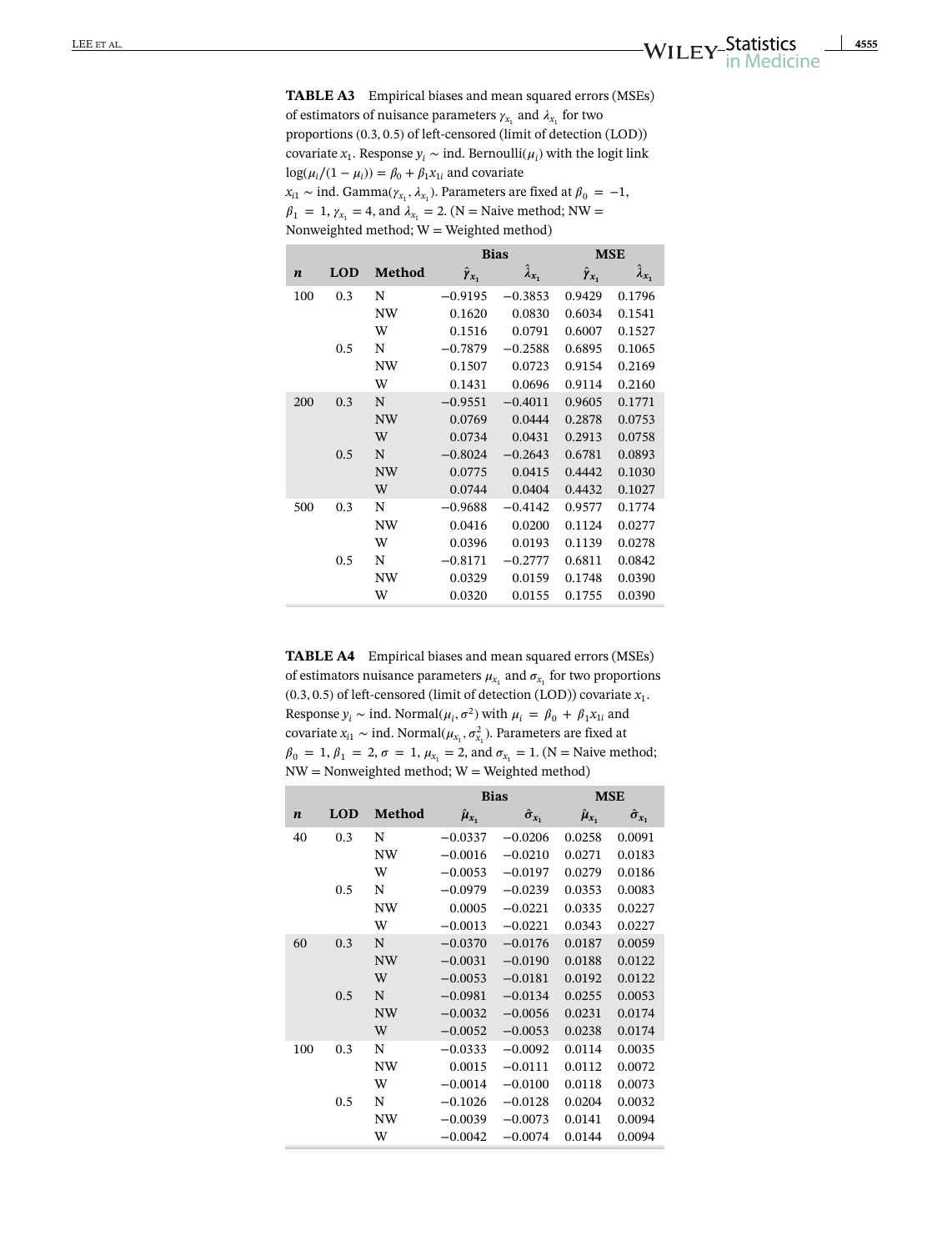**TABLE A3** Empirical biases and mean squared errors (MSEs) of estimators of nuisance parameters $\gamma_{x_1}$ and $\lambda_{x_1}$ for two proportions (0.3, 0.5) of left-censored (limit of detection (LOD)) covariate $x_1$. Response $y_i \sim$ ind. Bernoulli($\mu_i$) with the logit link $\log(\mu_i/(1-\mu_i)) = \beta_0 + \beta_1 x_{1i}$ and covariate $x_{i1} \sim$ ind. Gamma($\gamma_{x_1}, \lambda_{x_1}$). Parameters are fixed at $\beta_0 = -1$, $\beta_1 = 1$, $\gamma_{x_1} = 4$, and $\lambda_{x_1} = 2$. (N = Naive method; NW = Nonweighted method; W = Weighted method)

| | | | Bias | | MSE | |
|---|---|---|---|---|---|---|
| $n$ | LOD | Method | $\hat{\gamma}_{x_1}$ | $\hat{\lambda}_{x_1}$ | $\hat{\gamma}_{x_1}$ | $\hat{\lambda}_{x_1}$ |
| 100 | 0.3 | N | −0.9195 | −0.3853 | 0.9429 | 0.1796 |
| | | NW | 0.1620 | 0.0830 | 0.6034 | 0.1541 |
| | | W | 0.1516 | 0.0791 | 0.6007 | 0.1527 |
| | 0.5 | N | −0.7879 | −0.2588 | 0.6895 | 0.1065 |
| | | NW | 0.1507 | 0.0723 | 0.9154 | 0.2169 |
| | | W | 0.1431 | 0.0696 | 0.9114 | 0.2160 |
| 200 | 0.3 | N | −0.9551 | −0.4011 | 0.9605 | 0.1771 |
| | | NW | 0.0769 | 0.0444 | 0.2878 | 0.0753 |
| | | W | 0.0734 | 0.0431 | 0.2913 | 0.0758 |
| | 0.5 | N | −0.8024 | −0.2643 | 0.6781 | 0.0893 |
| | | NW | 0.0775 | 0.0415 | 0.4442 | 0.1030 |
| | | W | 0.0744 | 0.0404 | 0.4432 | 0.1027 |
| 500 | 0.3 | N | −0.9688 | −0.4142 | 0.9577 | 0.1774 |
| | | NW | 0.0416 | 0.0200 | 0.1124 | 0.0277 |
| | | W | 0.0396 | 0.0193 | 0.1139 | 0.0278 |
| | 0.5 | N | −0.8171 | −0.2777 | 0.6811 | 0.0842 |
| | | NW | 0.0329 | 0.0159 | 0.1748 | 0.0390 |
| | | W | 0.0320 | 0.0155 | 0.1755 | 0.0390 |

**TABLE A4** Empirical biases and mean squared errors (MSEs) of estimators nuisance parameters $\mu_{x_1}$ and $\sigma_{x_1}$ for two proportions (0.3, 0.5) of left-censored (limit of detection (LOD)) covariate $x_1$. Response $y_i \sim$ ind. Normal($\mu_i, \sigma^2$) with $\mu_i = \beta_0 + \beta_1 x_{1i}$ and covariate $x_{i1} \sim$ ind. Normal($\mu_{x_1}, \sigma^2_{x_1}$). Parameters are fixed at $\beta_0 = 1, \beta_1 = 2, \sigma = 1, \mu_{x_1} = 2$, and $\sigma_{x_1} = 1$. (N = Naive method; NW = Nonweighted method; W = Weighted method)

| | | | Bias | | MSE | |
|---|---|---|---|---|---|---|
| $n$ | LOD | Method | $\hat{\mu}_{x_1}$ | $\hat{\sigma}_{x_1}$ | $\hat{\mu}_{x_1}$ | $\hat{\sigma}_{x_1}$ |
| 40 | 0.3 | N | −0.0337 | −0.0206 | 0.0258 | 0.0091 |
| | | NW | −0.0016 | −0.0210 | 0.0271 | 0.0183 |
| | | W | −0.0053 | −0.0197 | 0.0279 | 0.0186 |
| | 0.5 | N | −0.0979 | −0.0239 | 0.0353 | 0.0083 |
| | | NW | 0.0005 | −0.0221 | 0.0335 | 0.0227 |
| | | W | −0.0013 | −0.0221 | 0.0343 | 0.0227 |
| 60 | 0.3 | N | −0.0370 | −0.0176 | 0.0187 | 0.0059 |
| | | NW | −0.0031 | −0.0190 | 0.0188 | 0.0122 |
| | | W | −0.0053 | −0.0181 | 0.0192 | 0.0122 |
| | 0.5 | N | −0.0981 | −0.0134 | 0.0255 | 0.0053 |
| | | NW | −0.0032 | −0.0056 | 0.0231 | 0.0174 |
| | | W | −0.0052 | −0.0053 | 0.0238 | 0.0174 |
| 100 | 0.3 | N | −0.0333 | −0.0092 | 0.0114 | 0.0035 |
| | | NW | 0.0015 | −0.0111 | 0.0112 | 0.0072 |
| | | W | −0.0014 | −0.0100 | 0.0118 | 0.0073 |
| | 0.5 | N | −0.1026 | −0.0128 | 0.0204 | 0.0032 |
| | | NW | −0.0039 | −0.0073 | 0.0141 | 0.0094 |
| | | W | −0.0042 | −0.0074 | 0.0144 | 0.0094 |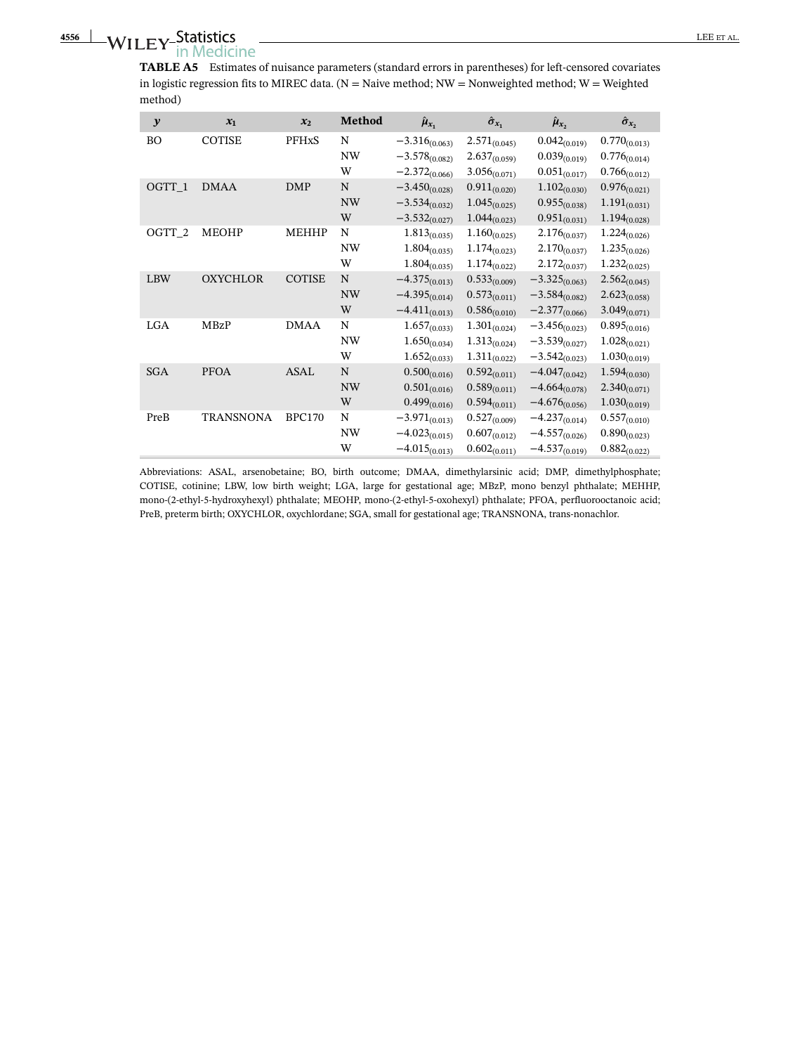**TABLE A5** Estimates of nuisance parameters (standard errors in parentheses) for left-censored covariates in logistic regression fits to MIREC data. (N = Naive method; NW = Nonweighted method; W = Weighted method)

| $y$ | $x_1$ | $x_2$ | Method | $\hat{\mu}_{x_1}$ | $\hat{\sigma}_{x_1}$ | $\hat{\mu}_{x_2}$ | $\hat{\sigma}_{x_2}$ |
|---|---|---|---|---|---|---|---|
| BO | COTISE | PFHxS | N | $-3.316_{(0.063)}$ | $2.571_{(0.045)}$ | $0.042_{(0.019)}$ | $0.770_{(0.013)}$ |
| | | | NW | $-3.578_{(0.082)}$ | $2.637_{(0.059)}$ | $0.039_{(0.019)}$ | $0.776_{(0.014)}$ |
| | | | W | $-2.372_{(0.066)}$ | $3.056_{(0.071)}$ | $0.051_{(0.017)}$ | $0.766_{(0.012)}$ |
| OGTT_1 | DMAA | DMP | N | $-3.450_{(0.028)}$ | $0.911_{(0.020)}$ | $1.102_{(0.030)}$ | $0.976_{(0.021)}$ |
| | | | NW | $-3.534_{(0.032)}$ | $1.045_{(0.025)}$ | $0.955_{(0.038)}$ | $1.191_{(0.031)}$ |
| | | | W | $-3.532_{(0.027)}$ | $1.044_{(0.023)}$ | $0.951_{(0.031)}$ | $1.194_{(0.028)}$ |
| OGTT_2 | MEOHP | MEHHP | N | $1.813_{(0.035)}$ | $1.160_{(0.025)}$ | $2.176_{(0.037)}$ | $1.224_{(0.026)}$ |
| | | | NW | $1.804_{(0.035)}$ | $1.174_{(0.023)}$ | $2.170_{(0.037)}$ | $1.235_{(0.026)}$ |
| | | | W | $1.804_{(0.035)}$ | $1.174_{(0.022)}$ | $2.172_{(0.037)}$ | $1.232_{(0.025)}$ |
| LBW | OXYCHLOR | COTISE | N | $-4.375_{(0.013)}$ | $0.533_{(0.009)}$ | $-3.325_{(0.063)}$ | $2.562_{(0.045)}$ |
| | | | NW | $-4.395_{(0.014)}$ | $0.573_{(0.011)}$ | $-3.584_{(0.082)}$ | $2.623_{(0.058)}$ |
| | | | W | $-4.411_{(0.013)}$ | $0.586_{(0.010)}$ | $-2.377_{(0.066)}$ | $3.049_{(0.071)}$ |
| LGA | MBzP | DMAA | N | $1.657_{(0.033)}$ | $1.301_{(0.024)}$ | $-3.456_{(0.023)}$ | $0.895_{(0.016)}$ |
| | | | NW | $1.650_{(0.034)}$ | $1.313_{(0.024)}$ | $-3.539_{(0.027)}$ | $1.028_{(0.021)}$ |
| | | | W | $1.652_{(0.033)}$ | $1.311_{(0.022)}$ | $-3.542_{(0.023)}$ | $1.030_{(0.019)}$ |
| SGA | PFOA | ASAL | N | $0.500_{(0.016)}$ | $0.592_{(0.011)}$ | $-4.047_{(0.042)}$ | $1.594_{(0.030)}$ |
| | | | NW | $0.501_{(0.016)}$ | $0.589_{(0.011)}$ | $-4.664_{(0.078)}$ | $2.340_{(0.071)}$ |
| | | | W | $0.499_{(0.016)}$ | $0.594_{(0.011)}$ | $-4.676_{(0.056)}$ | $1.030_{(0.019)}$ |
| PreB | TRANSNONA | BPC170 | N | $-3.971_{(0.013)}$ | $0.527_{(0.009)}$ | $-4.237_{(0.014)}$ | $0.557_{(0.010)}$ |
| | | | NW | $-4.023_{(0.015)}$ | $0.607_{(0.012)}$ | $-4.557_{(0.026)}$ | $0.890_{(0.023)}$ |
| | | | W | $-4.015_{(0.013)}$ | $0.602_{(0.011)}$ | $-4.537_{(0.019)}$ | $0.882_{(0.022)}$ |

Abbreviations: ASAL, arsenobetaine; BO, birth outcome; DMAA, dimethylarsinic acid; DMP, dimethylphosphate; COTISE, cotinine; LBW, low birth weight; LGA, large for gestational age; MBzP, mono benzyl phthalate; MEHHP, mono-(2-ethyl-5-hydroxyhexyl) phthalate; MEOHP, mono-(2-ethyl-5-oxohexyl) phthalate; PFOA, perfluorooctanoic acid; PreB, preterm birth; OXYCHLOR, oxychlordane; SGA, small for gestational age; TRANSNONA, trans-nonachlor.